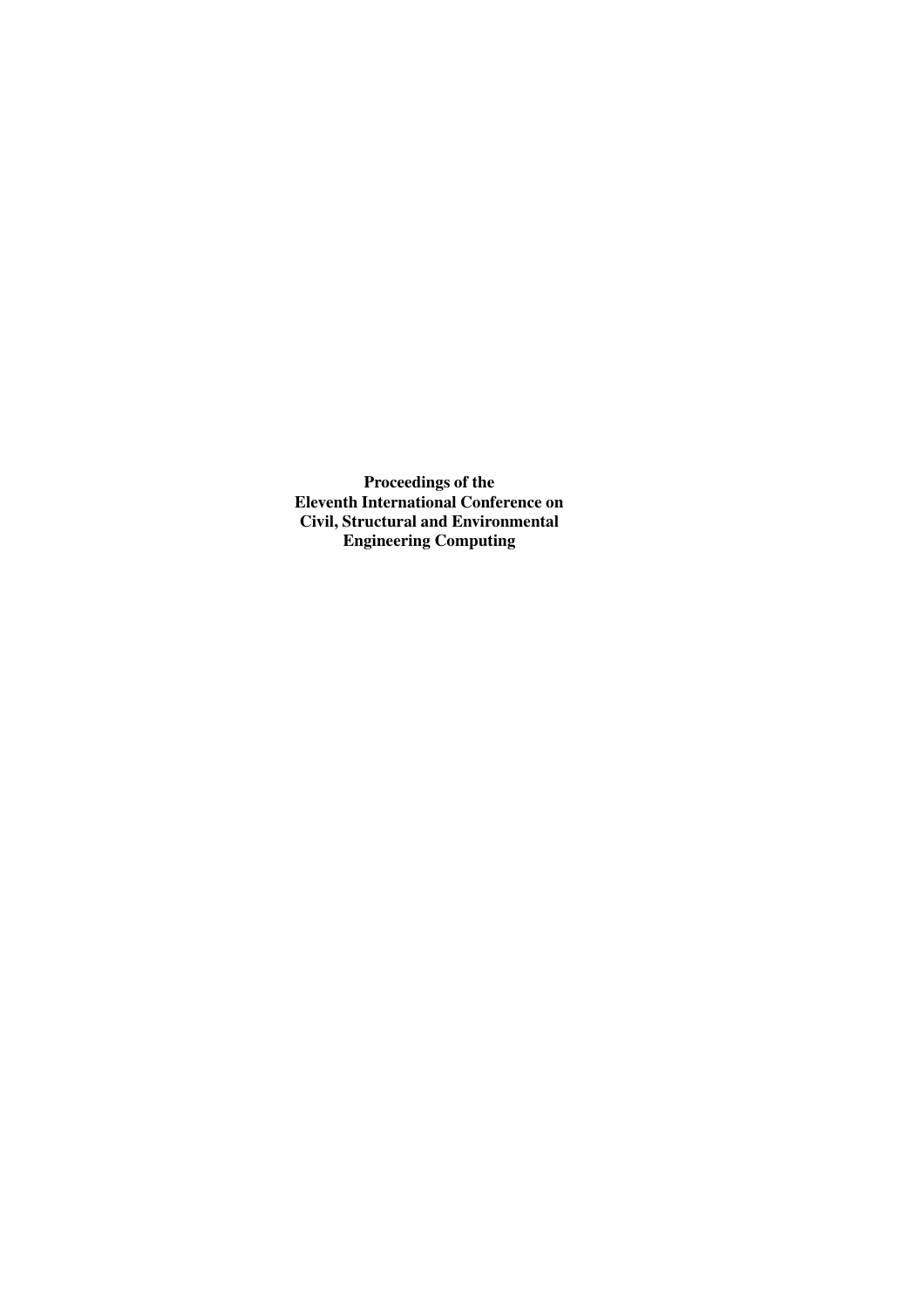**Proceedings of the
Eleventh International Conference on
Civil, Structural and Environmental
Engineering Computing**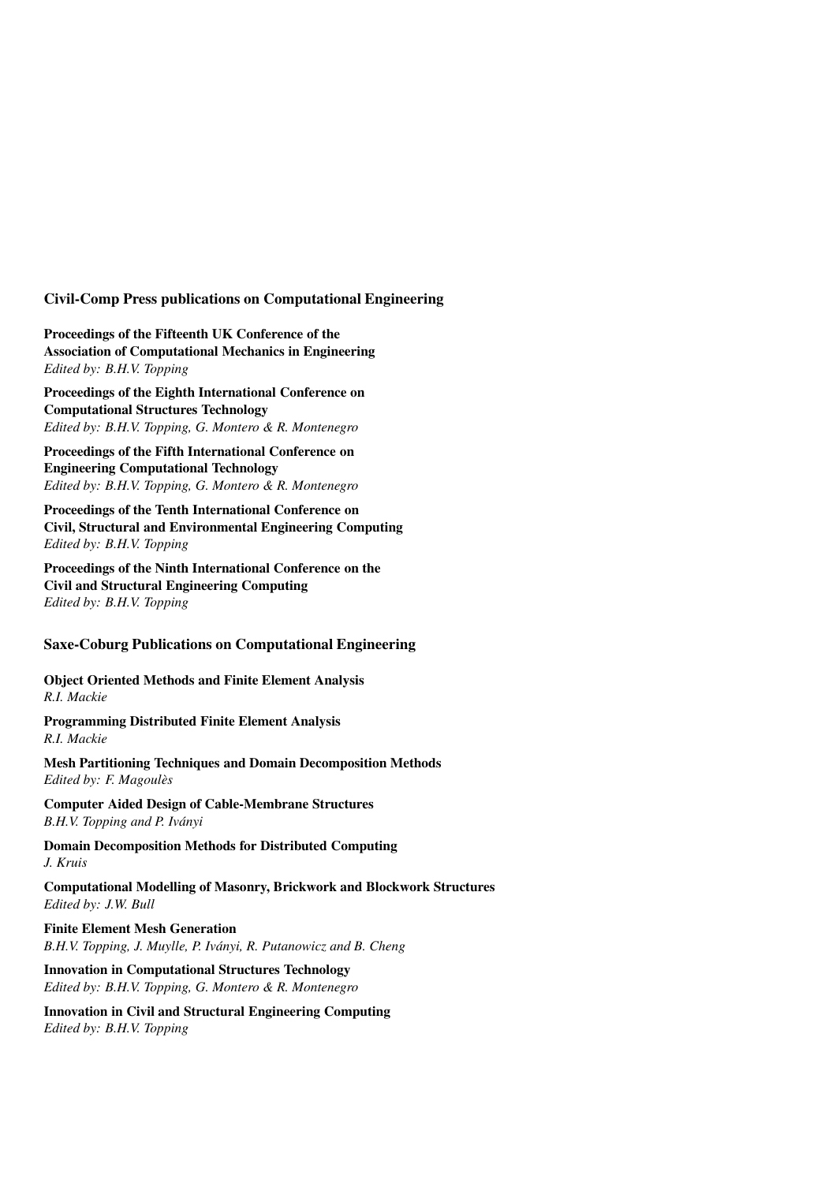## Civil-Comp Press publications on Computational Engineering

**Proceedings of the Fifteenth UK Conference of the Association of Computational Mechanics in Engineering**
*Edited by: B.H.V. Topping*

**Proceedings of the Eighth International Conference on Computational Structures Technology**
*Edited by: B.H.V. Topping, G. Montero & R. Montenegro*

**Proceedings of the Fifth International Conference on Engineering Computational Technology**
*Edited by: B.H.V. Topping, G. Montero & R. Montenegro*

**Proceedings of the Tenth International Conference on Civil, Structural and Environmental Engineering Computing**
*Edited by: B.H.V. Topping*

**Proceedings of the Ninth International Conference on the Civil and Structural Engineering Computing**
*Edited by: B.H.V. Topping*

## Saxe-Coburg Publications on Computational Engineering

**Object Oriented Methods and Finite Element Analysis**
*R.I. Mackie*

**Programming Distributed Finite Element Analysis**
*R.I. Mackie*

**Mesh Partitioning Techniques and Domain Decomposition Methods**
*Edited by: F. Magoulès*

**Computer Aided Design of Cable-Membrane Structures**
*B.H.V. Topping and P. Iványi*

**Domain Decomposition Methods for Distributed Computing**
*J. Kruis*

**Computational Modelling of Masonry, Brickwork and Blockwork Structures**
*Edited by: J.W. Bull*

**Finite Element Mesh Generation**
*B.H.V. Topping, J. Muylle, P. Iványi, R. Putanowicz and B. Cheng*

**Innovation in Computational Structures Technology**
*Edited by: B.H.V. Topping, G. Montero & R. Montenegro*

**Innovation in Civil and Structural Engineering Computing**
*Edited by: B.H.V. Topping*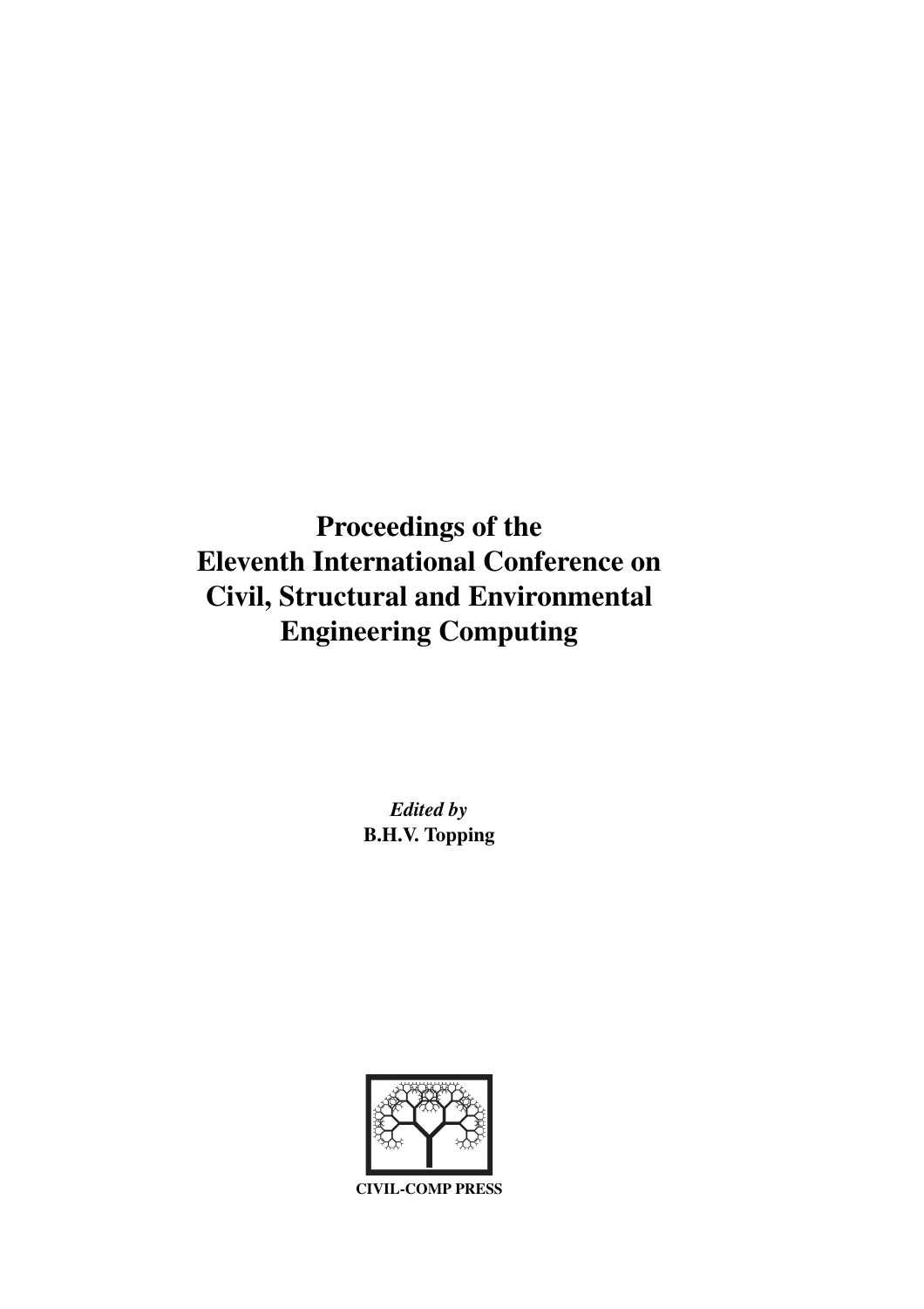# Proceedings of the Eleventh International Conference on Civil, Structural and Environmental Engineering Computing

*Edited by*
**B.H.V. Topping**

CIVIL-COMP PRESS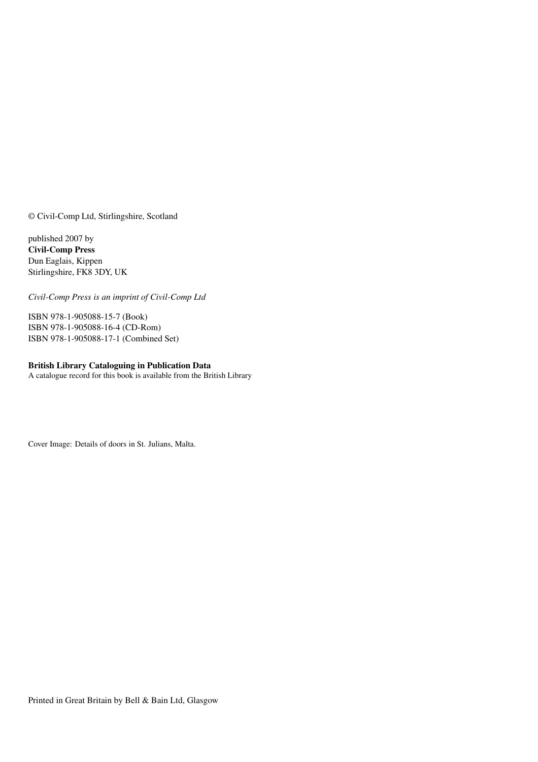© Civil-Comp Ltd, Stirlingshire, Scotland

published 2007 by
**Civil-Comp Press**
Dun Eaglais, Kippen
Stirlingshire, FK8 3DY, UK

*Civil-Comp Press is an imprint of Civil-Comp Ltd*

ISBN 978-1-905088-15-7 (Book)
ISBN 978-1-905088-16-4 (CD-Rom)
ISBN 978-1-905088-17-1 (Combined Set)

**British Library Cataloguing in Publication Data**
A catalogue record for this book is available from the British Library

Cover Image: Details of doors in St. Julians, Malta.

Printed in Great Britain by Bell & Bain Ltd, Glasgow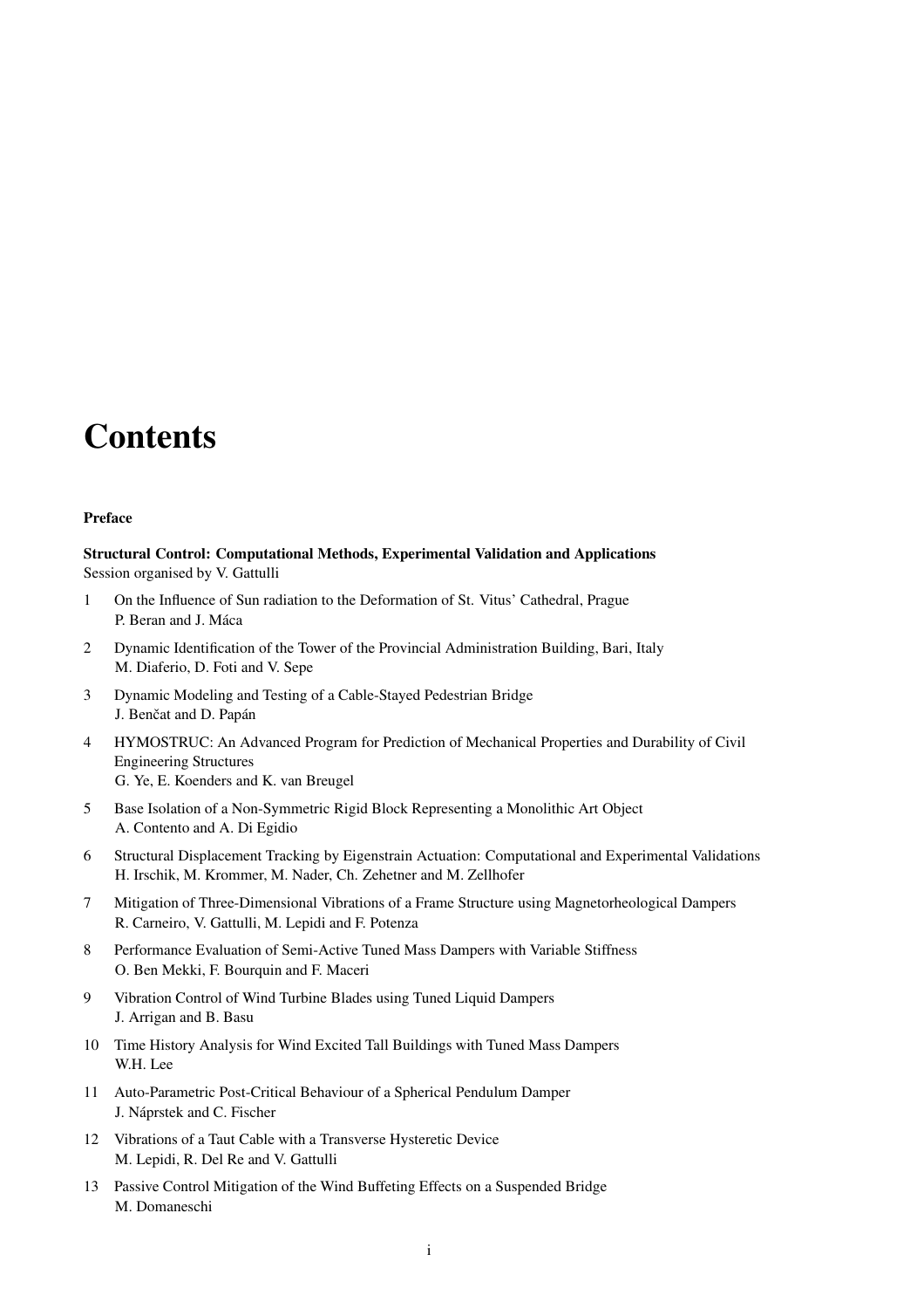# Contents

**Preface**

**Structural Control: Computational Methods, Experimental Validation and Applications**
Session organised by V. Gattulli

1. On the Influence of Sun radiation to the Deformation of St. Vitus' Cathedral, Prague
   P. Beran and J. Máca

2. Dynamic Identification of the Tower of the Provincial Administration Building, Bari, Italy
   M. Diaferio, D. Foti and V. Sepe

3. Dynamic Modeling and Testing of a Cable-Stayed Pedestrian Bridge
   J. Benčat and D. Papán

4. HYMOSTRUC: An Advanced Program for Prediction of Mechanical Properties and Durability of Civil Engineering Structures
   G. Ye, E. Koenders and K. van Breugel

5. Base Isolation of a Non-Symmetric Rigid Block Representing a Monolithic Art Object
   A. Contento and A. Di Egidio

6. Structural Displacement Tracking by Eigenstrain Actuation: Computational and Experimental Validations
   H. Irschik, M. Krommer, M. Nader, Ch. Zehetner and M. Zellhofer

7. Mitigation of Three-Dimensional Vibrations of a Frame Structure using Magnetorheological Dampers
   R. Carneiro, V. Gattulli, M. Lepidi and F. Potenza

8. Performance Evaluation of Semi-Active Tuned Mass Dampers with Variable Stiffness
   O. Ben Mekki, F. Bourquin and F. Maceri

9. Vibration Control of Wind Turbine Blades using Tuned Liquid Dampers
   J. Arrigan and B. Basu

10. Time History Analysis for Wind Excited Tall Buildings with Tuned Mass Dampers
    W.H. Lee

11. Auto-Parametric Post-Critical Behaviour of a Spherical Pendulum Damper
    J. Náprstek and C. Fischer

12. Vibrations of a Taut Cable with a Transverse Hysteretic Device
    M. Lepidi, R. Del Re and V. Gattulli

13. Passive Control Mitigation of the Wind Buffeting Effects on a Suspended Bridge
    M. Domaneschi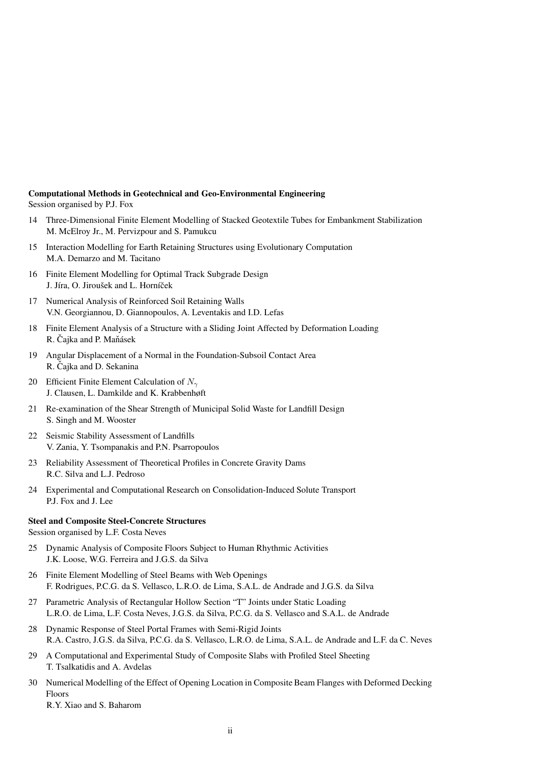**Computational Methods in Geotechnical and Geo-Environmental Engineering**
Session organised by P.J. Fox

14 Three-Dimensional Finite Element Modelling of Stacked Geotextile Tubes for Embankment Stabilization
M. McElroy Jr., M. Pervizpour and S. Pamukcu

15 Interaction Modelling for Earth Retaining Structures using Evolutionary Computation
M.A. Demarzo and M. Tacitano

16 Finite Element Modelling for Optimal Track Subgrade Design
J. Jíra, O. Jiroušek and L. Horníček

17 Numerical Analysis of Reinforced Soil Retaining Walls
V.N. Georgiannou, D. Giannopoulos, A. Leventakis and I.D. Lefas

18 Finite Element Analysis of a Structure with a Sliding Joint Affected by Deformation Loading
R. Čajka and P. Maňásek

19 Angular Displacement of a Normal in the Foundation-Subsoil Contact Area
R. Čajka and D. Sekanina

20 Efficient Finite Element Calculation of $N_\gamma$
J. Clausen, L. Damkilde and K. Krabbenhøft

21 Re-examination of the Shear Strength of Municipal Solid Waste for Landfill Design
S. Singh and M. Wooster

22 Seismic Stability Assessment of Landfills
V. Zania, Y. Tsompanakis and P.N. Psarropoulos

23 Reliability Assessment of Theoretical Profiles in Concrete Gravity Dams
R.C. Silva and L.J. Pedroso

24 Experimental and Computational Research on Consolidation-Induced Solute Transport
P.J. Fox and J. Lee

**Steel and Composite Steel-Concrete Structures**
Session organised by L.F. Costa Neves

25 Dynamic Analysis of Composite Floors Subject to Human Rhythmic Activities
J.K. Loose, W.G. Ferreira and J.G.S. da Silva

26 Finite Element Modelling of Steel Beams with Web Openings
F. Rodrigues, P.C.G. da S. Vellasco, L.R.O. de Lima, S.A.L. de Andrade and J.G.S. da Silva

27 Parametric Analysis of Rectangular Hollow Section "T" Joints under Static Loading
L.R.O. de Lima, L.F. Costa Neves, J.G.S. da Silva, P.C.G. da S. Vellasco and S.A.L. de Andrade

28 Dynamic Response of Steel Portal Frames with Semi-Rigid Joints
R.A. Castro, J.G.S. da Silva, P.C.G. da S. Vellasco, L.R.O. de Lima, S.A.L. de Andrade and L.F. da C. Neves

29 A Computational and Experimental Study of Composite Slabs with Profiled Steel Sheeting
T. Tsalkatidis and A. Avdelas

30 Numerical Modelling of the Effect of Opening Location in Composite Beam Flanges with Deformed Decking Floors
R.Y. Xiao and S. Baharom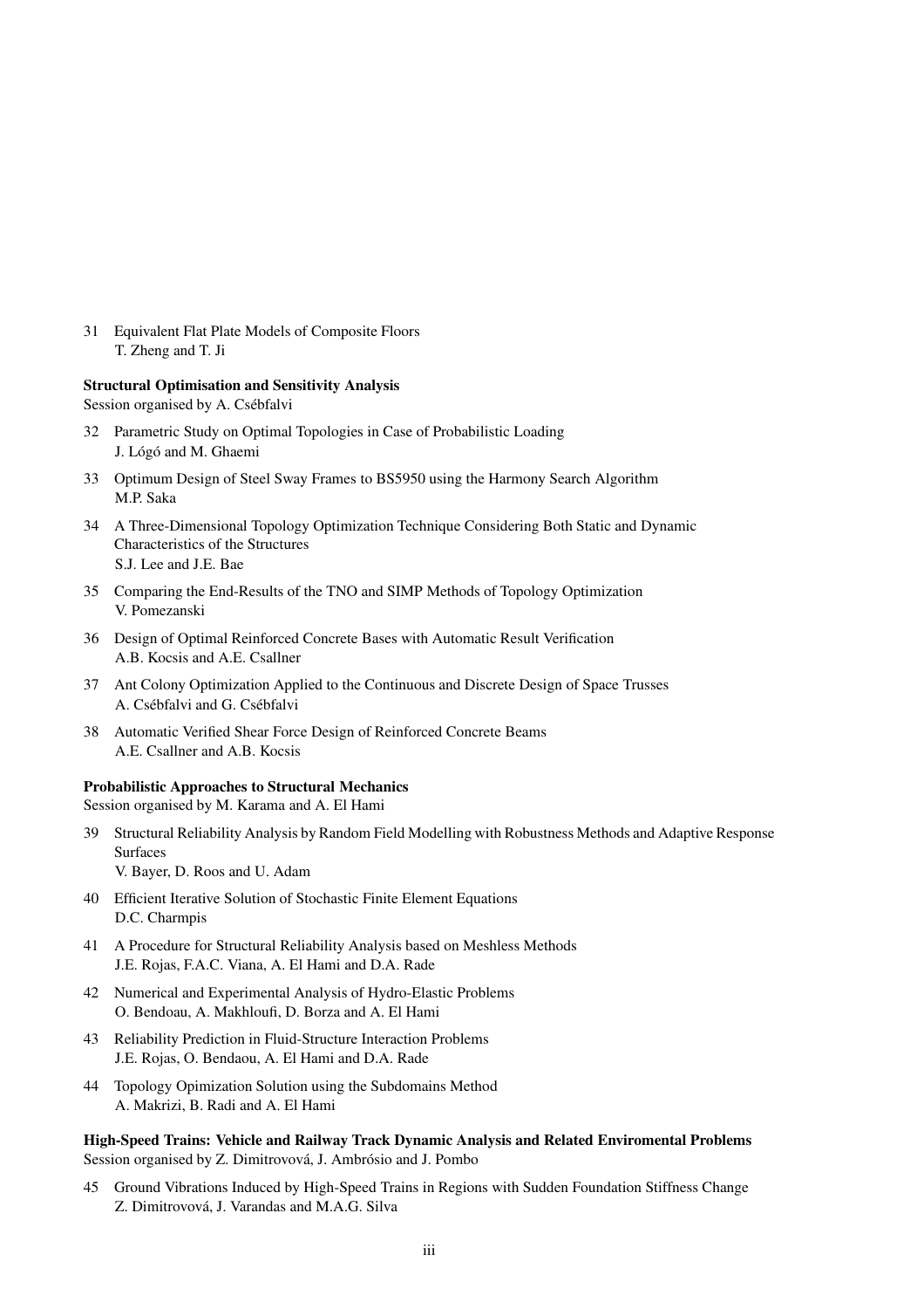31 Equivalent Flat Plate Models of Composite Floors
T. Zheng and T. Ji

**Structural Optimisation and Sensitivity Analysis**
Session organised by A. Csébfalvi

32 Parametric Study on Optimal Topologies in Case of Probabilistic Loading
J. Lógó and M. Ghaemi

33 Optimum Design of Steel Sway Frames to BS5950 using the Harmony Search Algorithm
M.P. Saka

34 A Three-Dimensional Topology Optimization Technique Considering Both Static and Dynamic Characteristics of the Structures
S.J. Lee and J.E. Bae

35 Comparing the End-Results of the TNO and SIMP Methods of Topology Optimization
V. Pomezanski

36 Design of Optimal Reinforced Concrete Bases with Automatic Result Verification
A.B. Kocsis and A.E. Csallner

37 Ant Colony Optimization Applied to the Continuous and Discrete Design of Space Trusses
A. Csébfalvi and G. Csébfalvi

38 Automatic Verified Shear Force Design of Reinforced Concrete Beams
A.E. Csallner and A.B. Kocsis

**Probabilistic Approaches to Structural Mechanics**
Session organised by M. Karama and A. El Hami

39 Structural Reliability Analysis by Random Field Modelling with Robustness Methods and Adaptive Response Surfaces
V. Bayer, D. Roos and U. Adam

40 Efficient Iterative Solution of Stochastic Finite Element Equations
D.C. Charmpis

41 A Procedure for Structural Reliability Analysis based on Meshless Methods
J.E. Rojas, F.A.C. Viana, A. El Hami and D.A. Rade

42 Numerical and Experimental Analysis of Hydro-Elastic Problems
O. Bendoau, A. Makhloufi, D. Borza and A. El Hami

43 Reliability Prediction in Fluid-Structure Interaction Problems
J.E. Rojas, O. Bendaou, A. El Hami and D.A. Rade

44 Topology Opimization Solution using the Subdomains Method
A. Makrizi, B. Radi and A. El Hami

**High-Speed Trains: Vehicle and Railway Track Dynamic Analysis and Related Enviromental Problems**
Session organised by Z. Dimitrovová, J. Ambrósio and J. Pombo

45 Ground Vibrations Induced by High-Speed Trains in Regions with Sudden Foundation Stiffness Change
Z. Dimitrovová, J. Varandas and M.A.G. Silva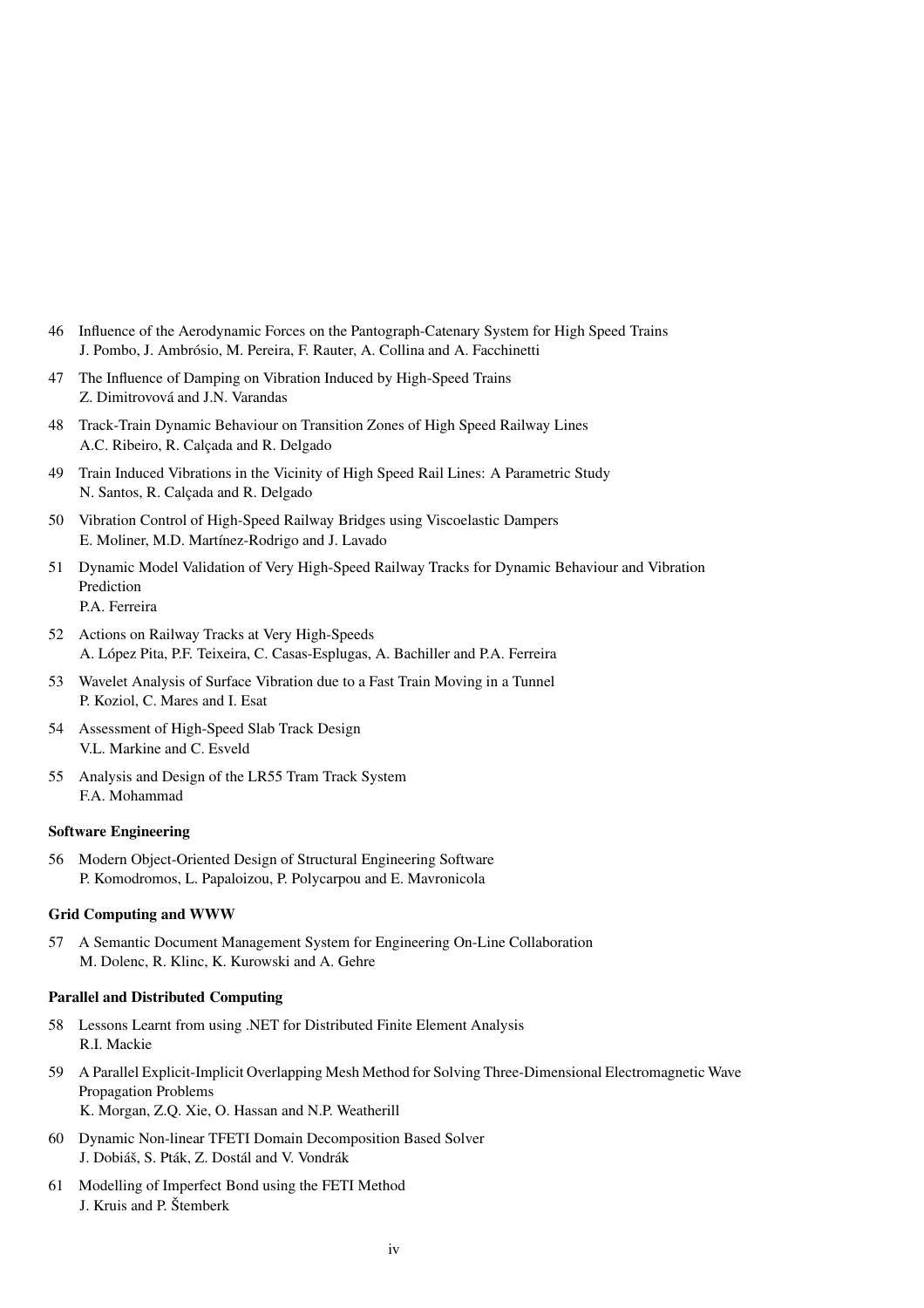46 Influence of the Aerodynamic Forces on the Pantograph-Catenary System for High Speed Trains
J. Pombo, J. Ambrósio, M. Pereira, F. Rauter, A. Collina and A. Facchinetti

47 The Influence of Damping on Vibration Induced by High-Speed Trains
Z. Dimitrovová and J.N. Varandas

48 Track-Train Dynamic Behaviour on Transition Zones of High Speed Railway Lines
A.C. Ribeiro, R. Calçada and R. Delgado

49 Train Induced Vibrations in the Vicinity of High Speed Rail Lines: A Parametric Study
N. Santos, R. Calçada and R. Delgado

50 Vibration Control of High-Speed Railway Bridges using Viscoelastic Dampers
E. Moliner, M.D. Martínez-Rodrigo and J. Lavado

51 Dynamic Model Validation of Very High-Speed Railway Tracks for Dynamic Behaviour and Vibration Prediction
P.A. Ferreira

52 Actions on Railway Tracks at Very High-Speeds
A. López Pita, P.F. Teixeira, C. Casas-Esplugas, A. Bachiller and P.A. Ferreira

53 Wavelet Analysis of Surface Vibration due to a Fast Train Moving in a Tunnel
P. Koziol, C. Mares and I. Esat

54 Assessment of High-Speed Slab Track Design
V.L. Markine and C. Esveld

55 Analysis and Design of the LR55 Tram Track System
F.A. Mohammad

**Software Engineering**

56 Modern Object-Oriented Design of Structural Engineering Software
P. Komodromos, L. Papaloizou, P. Polycarpou and E. Mavronicola

**Grid Computing and WWW**

57 A Semantic Document Management System for Engineering On-Line Collaboration
M. Dolenc, R. Klinc, K. Kurowski and A. Gehre

**Parallel and Distributed Computing**

58 Lessons Learnt from using .NET for Distributed Finite Element Analysis
R.I. Mackie

59 A Parallel Explicit-Implicit Overlapping Mesh Method for Solving Three-Dimensional Electromagnetic Wave Propagation Problems
K. Morgan, Z.Q. Xie, O. Hassan and N.P. Weatherill

60 Dynamic Non-linear TFETI Domain Decomposition Based Solver
J. Dobiáš, S. Pták, Z. Dostál and V. Vondrák

61 Modelling of Imperfect Bond using the FETI Method
J. Kruis and P. Štemberk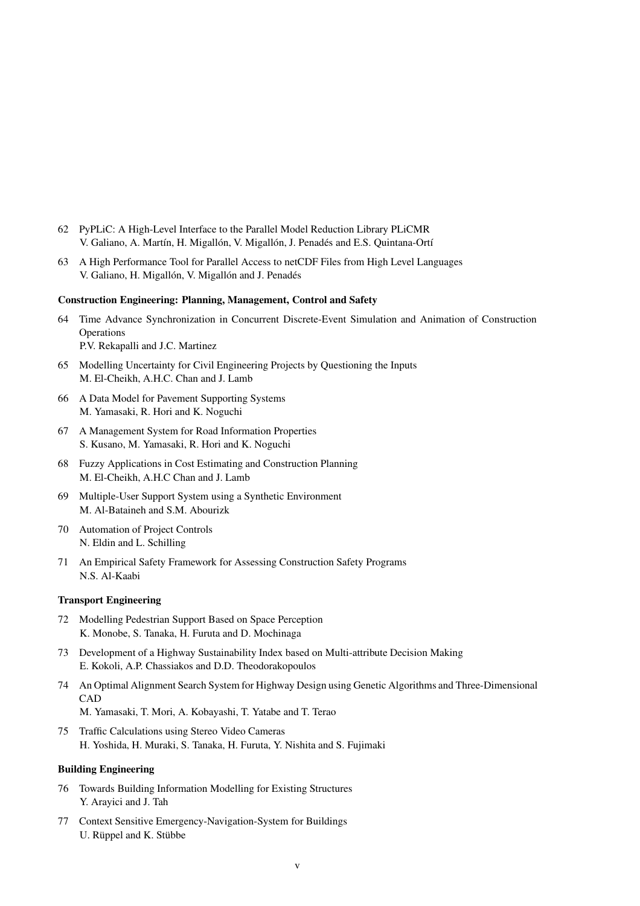62 PyPLiC: A High-Level Interface to the Parallel Model Reduction Library PLiCMR
V. Galiano, A. Martín, H. Migallón, V. Migallón, J. Penadés and E.S. Quintana-Ortí

63 A High Performance Tool for Parallel Access to netCDF Files from High Level Languages
V. Galiano, H. Migallón, V. Migallón and J. Penadés

**Construction Engineering: Planning, Management, Control and Safety**

64 Time Advance Synchronization in Concurrent Discrete-Event Simulation and Animation of Construction Operations
P.V. Rekapalli and J.C. Martinez

65 Modelling Uncertainty for Civil Engineering Projects by Questioning the Inputs
M. El-Cheikh, A.H.C. Chan and J. Lamb

66 A Data Model for Pavement Supporting Systems
M. Yamasaki, R. Hori and K. Noguchi

67 A Management System for Road Information Properties
S. Kusano, M. Yamasaki, R. Hori and K. Noguchi

68 Fuzzy Applications in Cost Estimating and Construction Planning
M. El-Cheikh, A.H.C Chan and J. Lamb

69 Multiple-User Support System using a Synthetic Environment
M. Al-Bataineh and S.M. Abourizk

70 Automation of Project Controls
N. Eldin and L. Schilling

71 An Empirical Safety Framework for Assessing Construction Safety Programs
N.S. Al-Kaabi

**Transport Engineering**

72 Modelling Pedestrian Support Based on Space Perception
K. Monobe, S. Tanaka, H. Furuta and D. Mochinaga

73 Development of a Highway Sustainability Index based on Multi-attribute Decision Making
E. Kokoli, A.P. Chassiakos and D.D. Theodorakopoulos

74 An Optimal Alignment Search System for Highway Design using Genetic Algorithms and Three-Dimensional CAD
M. Yamasaki, T. Mori, A. Kobayashi, T. Yatabe and T. Terao

75 Traffic Calculations using Stereo Video Cameras
H. Yoshida, H. Muraki, S. Tanaka, H. Furuta, Y. Nishita and S. Fujimaki

**Building Engineering**

76 Towards Building Information Modelling for Existing Structures
Y. Arayici and J. Tah

77 Context Sensitive Emergency-Navigation-System for Buildings
U. Rüppel and K. Stübbe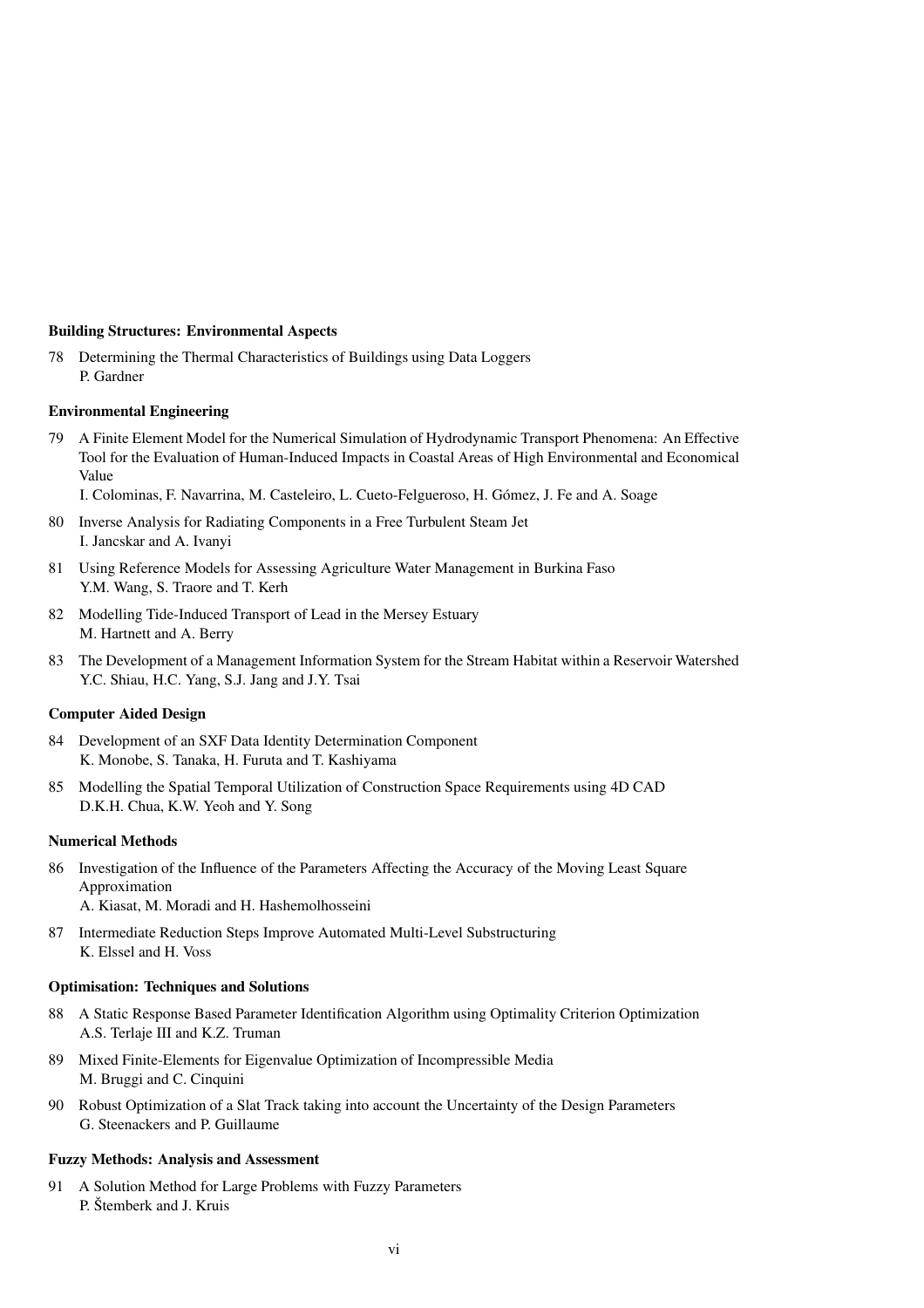**Building Structures: Environmental Aspects**

78 Determining the Thermal Characteristics of Buildings using Data Loggers
P. Gardner

**Environmental Engineering**

79 A Finite Element Model for the Numerical Simulation of Hydrodynamic Transport Phenomena: An Effective Tool for the Evaluation of Human-Induced Impacts in Coastal Areas of High Environmental and Economical Value
I. Colominas, F. Navarrina, M. Casteleiro, L. Cueto-Felgueroso, H. Gómez, J. Fe and A. Soage

80 Inverse Analysis for Radiating Components in a Free Turbulent Steam Jet
I. Jancskar and A. Ivanyi

81 Using Reference Models for Assessing Agriculture Water Management in Burkina Faso
Y.M. Wang, S. Traore and T. Kerh

82 Modelling Tide-Induced Transport of Lead in the Mersey Estuary
M. Hartnett and A. Berry

83 The Development of a Management Information System for the Stream Habitat within a Reservoir Watershed
Y.C. Shiau, H.C. Yang, S.J. Jang and J.Y. Tsai

**Computer Aided Design**

84 Development of an SXF Data Identity Determination Component
K. Monobe, S. Tanaka, H. Furuta and T. Kashiyama

85 Modelling the Spatial Temporal Utilization of Construction Space Requirements using 4D CAD
D.K.H. Chua, K.W. Yeoh and Y. Song

**Numerical Methods**

86 Investigation of the Influence of the Parameters Affecting the Accuracy of the Moving Least Square Approximation
A. Kiasat, M. Moradi and H. Hashemolhosseini

87 Intermediate Reduction Steps Improve Automated Multi-Level Substructuring
K. Elssel and H. Voss

**Optimisation: Techniques and Solutions**

88 A Static Response Based Parameter Identification Algorithm using Optimality Criterion Optimization
A.S. Terlaje III and K.Z. Truman

89 Mixed Finite-Elements for Eigenvalue Optimization of Incompressible Media
M. Bruggi and C. Cinquini

90 Robust Optimization of a Slat Track taking into account the Uncertainty of the Design Parameters
G. Steenackers and P. Guillaume

**Fuzzy Methods: Analysis and Assessment**

91 A Solution Method for Large Problems with Fuzzy Parameters
P. Štemberk and J. Kruis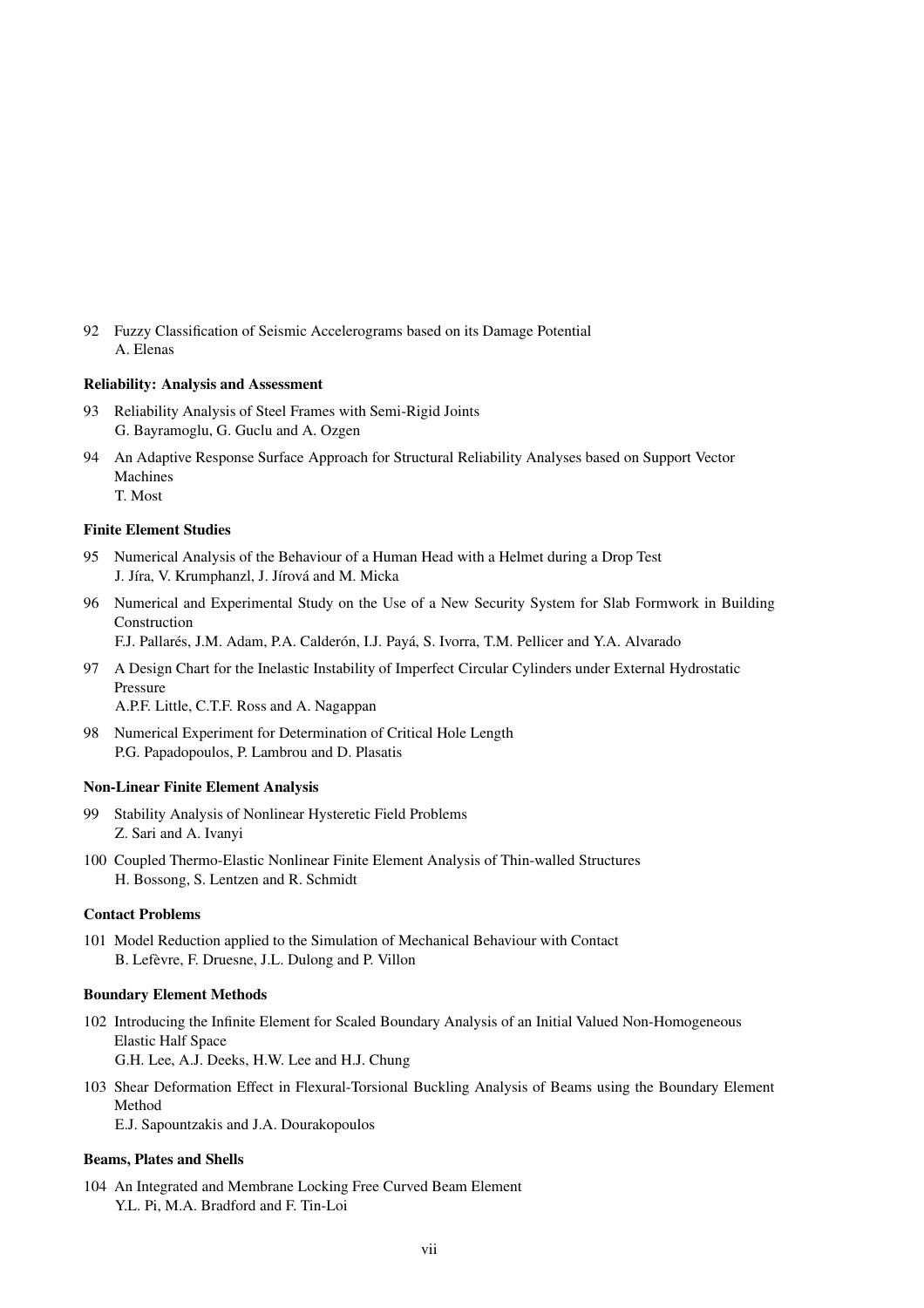92 Fuzzy Classification of Seismic Accelerograms based on its Damage Potential
A. Elenas

**Reliability: Analysis and Assessment**

93 Reliability Analysis of Steel Frames with Semi-Rigid Joints
G. Bayramoglu, G. Guclu and A. Ozgen

94 An Adaptive Response Surface Approach for Structural Reliability Analyses based on Support Vector Machines
T. Most

**Finite Element Studies**

95 Numerical Analysis of the Behaviour of a Human Head with a Helmet during a Drop Test
J. Jíra, V. Krumphanzl, J. Jírová and M. Micka

96 Numerical and Experimental Study on the Use of a New Security System for Slab Formwork in Building Construction
F.J. Pallarés, J.M. Adam, P.A. Calderón, I.J. Payá, S. Ivorra, T.M. Pellicer and Y.A. Alvarado

97 A Design Chart for the Inelastic Instability of Imperfect Circular Cylinders under External Hydrostatic Pressure
A.P.F. Little, C.T.F. Ross and A. Nagappan

98 Numerical Experiment for Determination of Critical Hole Length
P.G. Papadopoulos, P. Lambrou and D. Plasatis

**Non-Linear Finite Element Analysis**

99 Stability Analysis of Nonlinear Hysteretic Field Problems
Z. Sari and A. Ivanyi

100 Coupled Thermo-Elastic Nonlinear Finite Element Analysis of Thin-walled Structures
H. Bossong, S. Lentzen and R. Schmidt

**Contact Problems**

101 Model Reduction applied to the Simulation of Mechanical Behaviour with Contact
B. Lefèvre, F. Druesne, J.L. Dulong and P. Villon

**Boundary Element Methods**

102 Introducing the Infinite Element for Scaled Boundary Analysis of an Initial Valued Non-Homogeneous Elastic Half Space
G.H. Lee, A.J. Deeks, H.W. Lee and H.J. Chung

103 Shear Deformation Effect in Flexural-Torsional Buckling Analysis of Beams using the Boundary Element Method
E.J. Sapountzakis and J.A. Dourakopoulos

**Beams, Plates and Shells**

104 An Integrated and Membrane Locking Free Curved Beam Element
Y.L. Pi, M.A. Bradford and F. Tin-Loi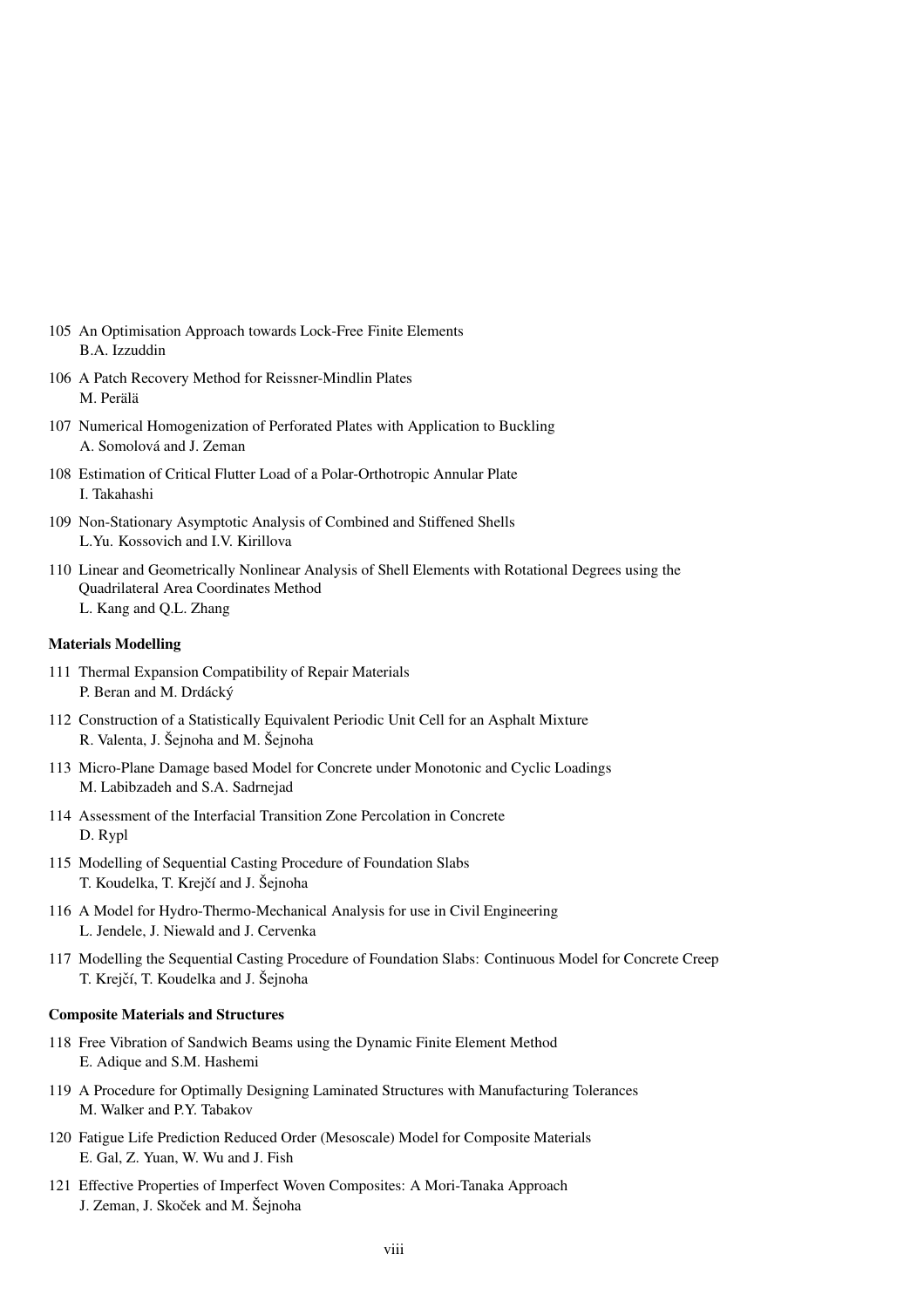105 An Optimisation Approach towards Lock-Free Finite Elements
B.A. Izzuddin

106 A Patch Recovery Method for Reissner-Mindlin Plates
M. Perälä

107 Numerical Homogenization of Perforated Plates with Application to Buckling
A. Somolová and J. Zeman

108 Estimation of Critical Flutter Load of a Polar-Orthotropic Annular Plate
I. Takahashi

109 Non-Stationary Asymptotic Analysis of Combined and Stiffened Shells
L.Yu. Kossovich and I.V. Kirillova

110 Linear and Geometrically Nonlinear Analysis of Shell Elements with Rotational Degrees using the Quadrilateral Area Coordinates Method
L. Kang and Q.L. Zhang

**Materials Modelling**

111 Thermal Expansion Compatibility of Repair Materials
P. Beran and M. Drdácký

112 Construction of a Statistically Equivalent Periodic Unit Cell for an Asphalt Mixture
R. Valenta, J. Šejnoha and M. Šejnoha

113 Micro-Plane Damage based Model for Concrete under Monotonic and Cyclic Loadings
M. Labibzadeh and S.A. Sadrnejad

114 Assessment of the Interfacial Transition Zone Percolation in Concrete
D. Rypl

115 Modelling of Sequential Casting Procedure of Foundation Slabs
T. Koudelka, T. Krejčí and J. Šejnoha

116 A Model for Hydro-Thermo-Mechanical Analysis for use in Civil Engineering
L. Jendele, J. Niewald and J. Cervenka

117 Modelling the Sequential Casting Procedure of Foundation Slabs: Continuous Model for Concrete Creep
T. Krejčí, T. Koudelka and J. Šejnoha

**Composite Materials and Structures**

118 Free Vibration of Sandwich Beams using the Dynamic Finite Element Method
E. Adique and S.M. Hashemi

119 A Procedure for Optimally Designing Laminated Structures with Manufacturing Tolerances
M. Walker and P.Y. Tabakov

120 Fatigue Life Prediction Reduced Order (Mesoscale) Model for Composite Materials
E. Gal, Z. Yuan, W. Wu and J. Fish

121 Effective Properties of Imperfect Woven Composites: A Mori-Tanaka Approach
J. Zeman, J. Skoček and M. Šejnoha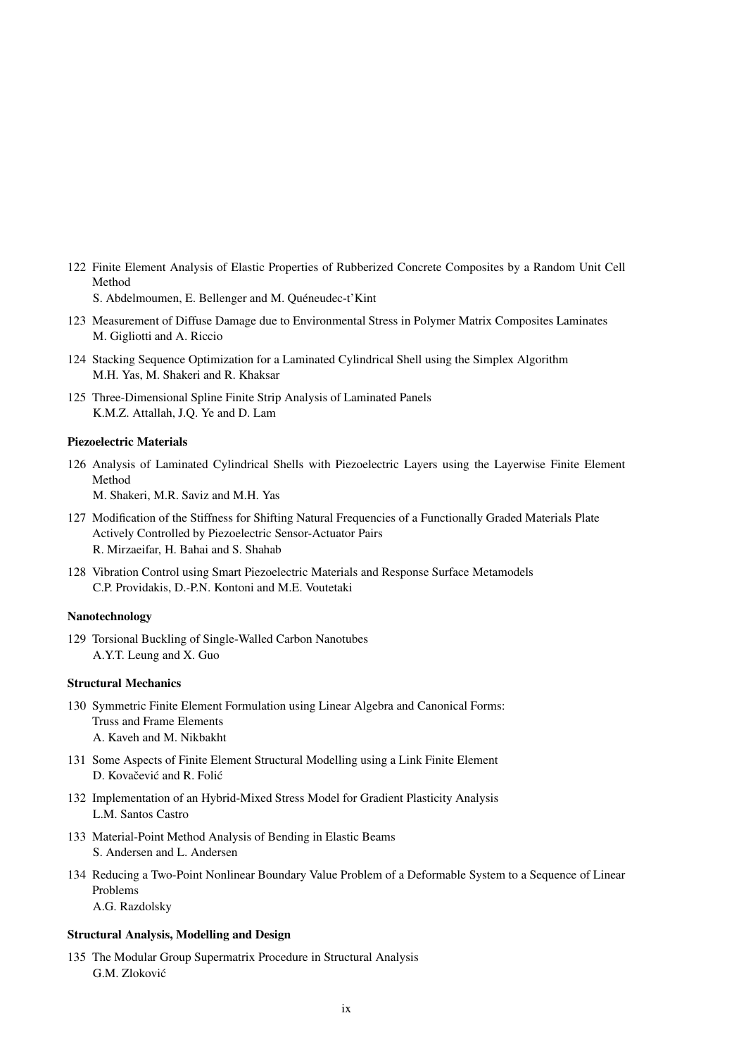122 Finite Element Analysis of Elastic Properties of Rubberized Concrete Composites by a Random Unit Cell Method
S. Abdelmoumen, E. Bellenger and M. Quéneudec-t'Kint

123 Measurement of Diffuse Damage due to Environmental Stress in Polymer Matrix Composites Laminates
M. Gigliotti and A. Riccio

124 Stacking Sequence Optimization for a Laminated Cylindrical Shell using the Simplex Algorithm
M.H. Yas, M. Shakeri and R. Khaksar

125 Three-Dimensional Spline Finite Strip Analysis of Laminated Panels
K.M.Z. Attallah, J.Q. Ye and D. Lam

### Piezoelectric Materials

126 Analysis of Laminated Cylindrical Shells with Piezoelectric Layers using the Layerwise Finite Element Method
M. Shakeri, M.R. Saviz and M.H. Yas

127 Modification of the Stiffness for Shifting Natural Frequencies of a Functionally Graded Materials Plate Actively Controlled by Piezoelectric Sensor-Actuator Pairs
R. Mirzaeifar, H. Bahai and S. Shahab

128 Vibration Control using Smart Piezoelectric Materials and Response Surface Metamodels
C.P. Providakis, D.-P.N. Kontoni and M.E. Voutetaki

### Nanotechnology

129 Torsional Buckling of Single-Walled Carbon Nanotubes
A.Y.T. Leung and X. Guo

### Structural Mechanics

130 Symmetric Finite Element Formulation using Linear Algebra and Canonical Forms: Truss and Frame Elements
A. Kaveh and M. Nikbakht

131 Some Aspects of Finite Element Structural Modelling using a Link Finite Element
D. Kovačević and R. Folić

132 Implementation of an Hybrid-Mixed Stress Model for Gradient Plasticity Analysis
L.M. Santos Castro

133 Material-Point Method Analysis of Bending in Elastic Beams
S. Andersen and L. Andersen

134 Reducing a Two-Point Nonlinear Boundary Value Problem of a Deformable System to a Sequence of Linear Problems
A.G. Razdolsky

### Structural Analysis, Modelling and Design

135 The Modular Group Supermatrix Procedure in Structural Analysis
G.M. Zloković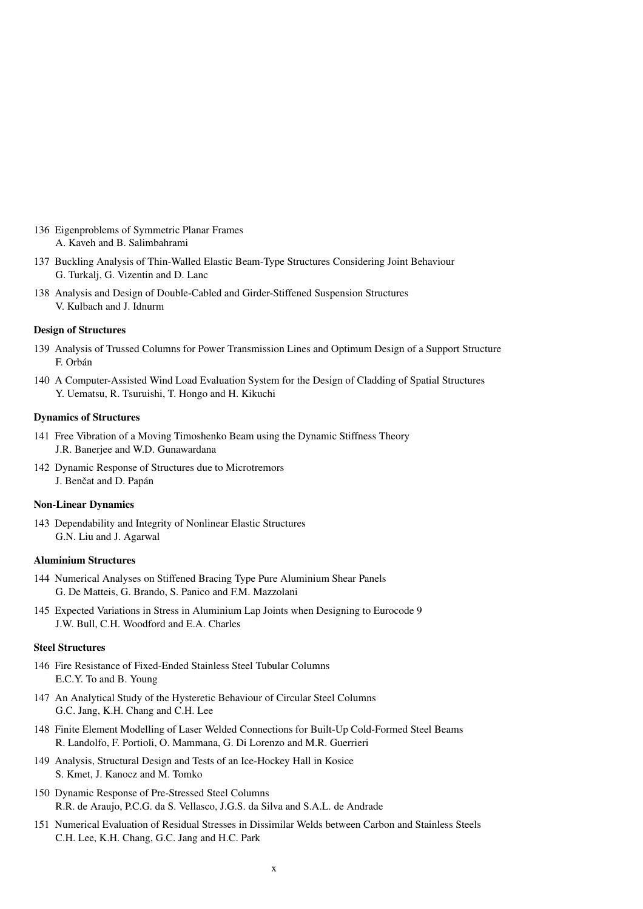136 Eigenproblems of Symmetric Planar Frames
A. Kaveh and B. Salimbahrami

137 Buckling Analysis of Thin-Walled Elastic Beam-Type Structures Considering Joint Behaviour
G. Turkalj, G. Vizentin and D. Lanc

138 Analysis and Design of Double-Cabled and Girder-Stiffened Suspension Structures
V. Kulbach and J. Idnurm

**Design of Structures**

139 Analysis of Trussed Columns for Power Transmission Lines and Optimum Design of a Support Structure
F. Orbán

140 A Computer-Assisted Wind Load Evaluation System for the Design of Cladding of Spatial Structures
Y. Uematsu, R. Tsuruishi, T. Hongo and H. Kikuchi

**Dynamics of Structures**

141 Free Vibration of a Moving Timoshenko Beam using the Dynamic Stiffness Theory
J.R. Banerjee and W.D. Gunawardana

142 Dynamic Response of Structures due to Microtremors
J. Benčat and D. Papán

**Non-Linear Dynamics**

143 Dependability and Integrity of Nonlinear Elastic Structures
G.N. Liu and J. Agarwal

**Aluminium Structures**

144 Numerical Analyses on Stiffened Bracing Type Pure Aluminium Shear Panels
G. De Matteis, G. Brando, S. Panico and F.M. Mazzolani

145 Expected Variations in Stress in Aluminium Lap Joints when Designing to Eurocode 9
J.W. Bull, C.H. Woodford and E.A. Charles

**Steel Structures**

146 Fire Resistance of Fixed-Ended Stainless Steel Tubular Columns
E.C.Y. To and B. Young

147 An Analytical Study of the Hysteretic Behaviour of Circular Steel Columns
G.C. Jang, K.H. Chang and C.H. Lee

148 Finite Element Modelling of Laser Welded Connections for Built-Up Cold-Formed Steel Beams
R. Landolfo, F. Portioli, O. Mammana, G. Di Lorenzo and M.R. Guerrieri

149 Analysis, Structural Design and Tests of an Ice-Hockey Hall in Kosice
S. Kmet, J. Kanocz and M. Tomko

150 Dynamic Response of Pre-Stressed Steel Columns
R.R. de Araujo, P.C.G. da S. Vellasco, J.G.S. da Silva and S.A.L. de Andrade

151 Numerical Evaluation of Residual Stresses in Dissimilar Welds between Carbon and Stainless Steels
C.H. Lee, K.H. Chang, G.C. Jang and H.C. Park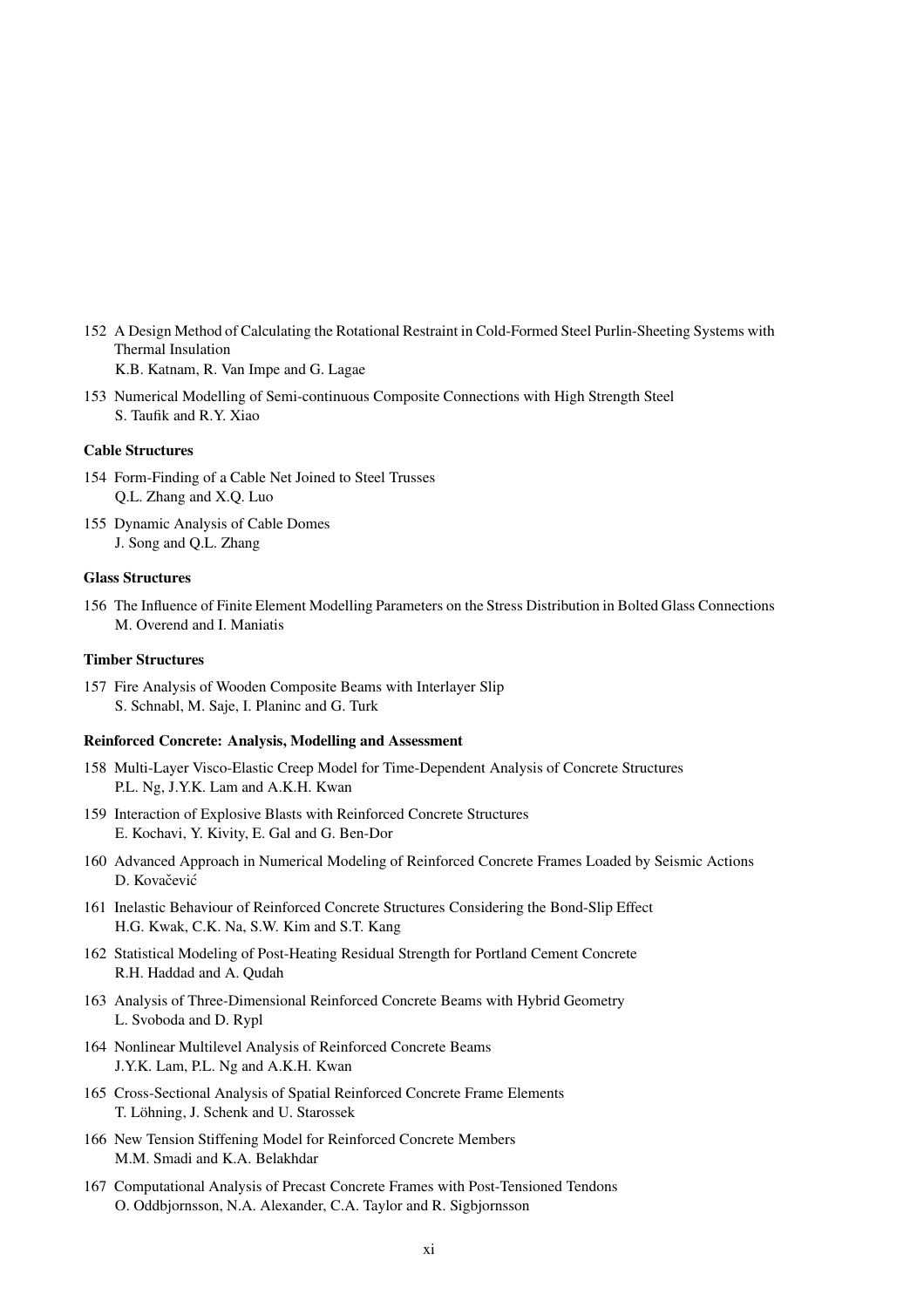152 A Design Method of Calculating the Rotational Restraint in Cold-Formed Steel Purlin-Sheeting Systems with Thermal Insulation
K.B. Katnam, R. Van Impe and G. Lagae

153 Numerical Modelling of Semi-continuous Composite Connections with High Strength Steel
S. Taufik and R.Y. Xiao

### Cable Structures

154 Form-Finding of a Cable Net Joined to Steel Trusses
Q.L. Zhang and X.Q. Luo

155 Dynamic Analysis of Cable Domes
J. Song and Q.L. Zhang

### Glass Structures

156 The Influence of Finite Element Modelling Parameters on the Stress Distribution in Bolted Glass Connections
M. Overend and I. Maniatis

### Timber Structures

157 Fire Analysis of Wooden Composite Beams with Interlayer Slip
S. Schnabl, M. Saje, I. Planinc and G. Turk

### Reinforced Concrete: Analysis, Modelling and Assessment

158 Multi-Layer Visco-Elastic Creep Model for Time-Dependent Analysis of Concrete Structures
P.L. Ng, J.Y.K. Lam and A.K.H. Kwan

159 Interaction of Explosive Blasts with Reinforced Concrete Structures
E. Kochavi, Y. Kivity, E. Gal and G. Ben-Dor

160 Advanced Approach in Numerical Modeling of Reinforced Concrete Frames Loaded by Seismic Actions
D. Kovačević

161 Inelastic Behaviour of Reinforced Concrete Structures Considering the Bond-Slip Effect
H.G. Kwak, C.K. Na, S.W. Kim and S.T. Kang

162 Statistical Modeling of Post-Heating Residual Strength for Portland Cement Concrete
R.H. Haddad and A. Qudah

163 Analysis of Three-Dimensional Reinforced Concrete Beams with Hybrid Geometry
L. Svoboda and D. Rypl

164 Nonlinear Multilevel Analysis of Reinforced Concrete Beams
J.Y.K. Lam, P.L. Ng and A.K.H. Kwan

165 Cross-Sectional Analysis of Spatial Reinforced Concrete Frame Elements
T. Löhning, J. Schenk and U. Starossek

166 New Tension Stiffening Model for Reinforced Concrete Members
M.M. Smadi and K.A. Belakhdar

167 Computational Analysis of Precast Concrete Frames with Post-Tensioned Tendons
O. Oddbjornsson, N.A. Alexander, C.A. Taylor and R. Sigbjornsson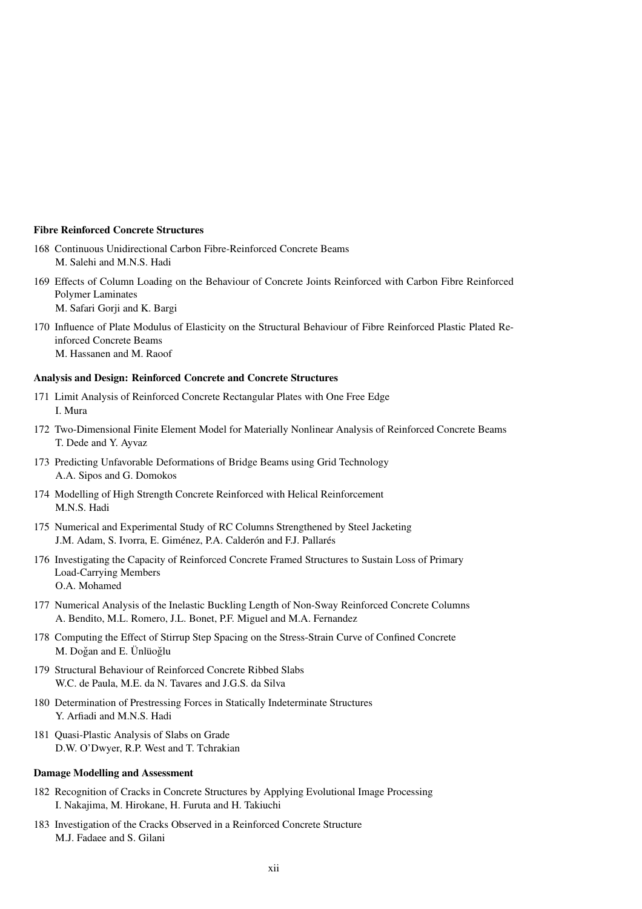**Fibre Reinforced Concrete Structures**

168 Continuous Unidirectional Carbon Fibre-Reinforced Concrete Beams
M. Salehi and M.N.S. Hadi

169 Effects of Column Loading on the Behaviour of Concrete Joints Reinforced with Carbon Fibre Reinforced Polymer Laminates
M. Safari Gorji and K. Bargi

170 Influence of Plate Modulus of Elasticity on the Structural Behaviour of Fibre Reinforced Plastic Plated Reinforced Concrete Beams
M. Hassanen and M. Raoof

**Analysis and Design: Reinforced Concrete and Concrete Structures**

171 Limit Analysis of Reinforced Concrete Rectangular Plates with One Free Edge
I. Mura

172 Two-Dimensional Finite Element Model for Materially Nonlinear Analysis of Reinforced Concrete Beams
T. Dede and Y. Ayvaz

173 Predicting Unfavorable Deformations of Bridge Beams using Grid Technology
A.A. Sipos and G. Domokos

174 Modelling of High Strength Concrete Reinforced with Helical Reinforcement
M.N.S. Hadi

175 Numerical and Experimental Study of RC Columns Strengthened by Steel Jacketing
J.M. Adam, S. Ivorra, E. Giménez, P.A. Calderón and F.J. Pallarés

176 Investigating the Capacity of Reinforced Concrete Framed Structures to Sustain Loss of Primary Load-Carrying Members
O.A. Mohamed

177 Numerical Analysis of the Inelastic Buckling Length of Non-Sway Reinforced Concrete Columns
A. Bendito, M.L. Romero, J.L. Bonet, P.F. Miguel and M.A. Fernandez

178 Computing the Effect of Stirrup Step Spacing on the Stress-Strain Curve of Confined Concrete
M. Doğan and E. Ünlüoğlu

179 Structural Behaviour of Reinforced Concrete Ribbed Slabs
W.C. de Paula, M.E. da N. Tavares and J.G.S. da Silva

180 Determination of Prestressing Forces in Statically Indeterminate Structures
Y. Arfiadi and M.N.S. Hadi

181 Quasi-Plastic Analysis of Slabs on Grade
D.W. O'Dwyer, R.P. West and T. Tchrakian

**Damage Modelling and Assessment**

182 Recognition of Cracks in Concrete Structures by Applying Evolutional Image Processing
I. Nakajima, M. Hirokane, H. Furuta and H. Takiuchi

183 Investigation of the Cracks Observed in a Reinforced Concrete Structure
M.J. Fadaee and S. Gilani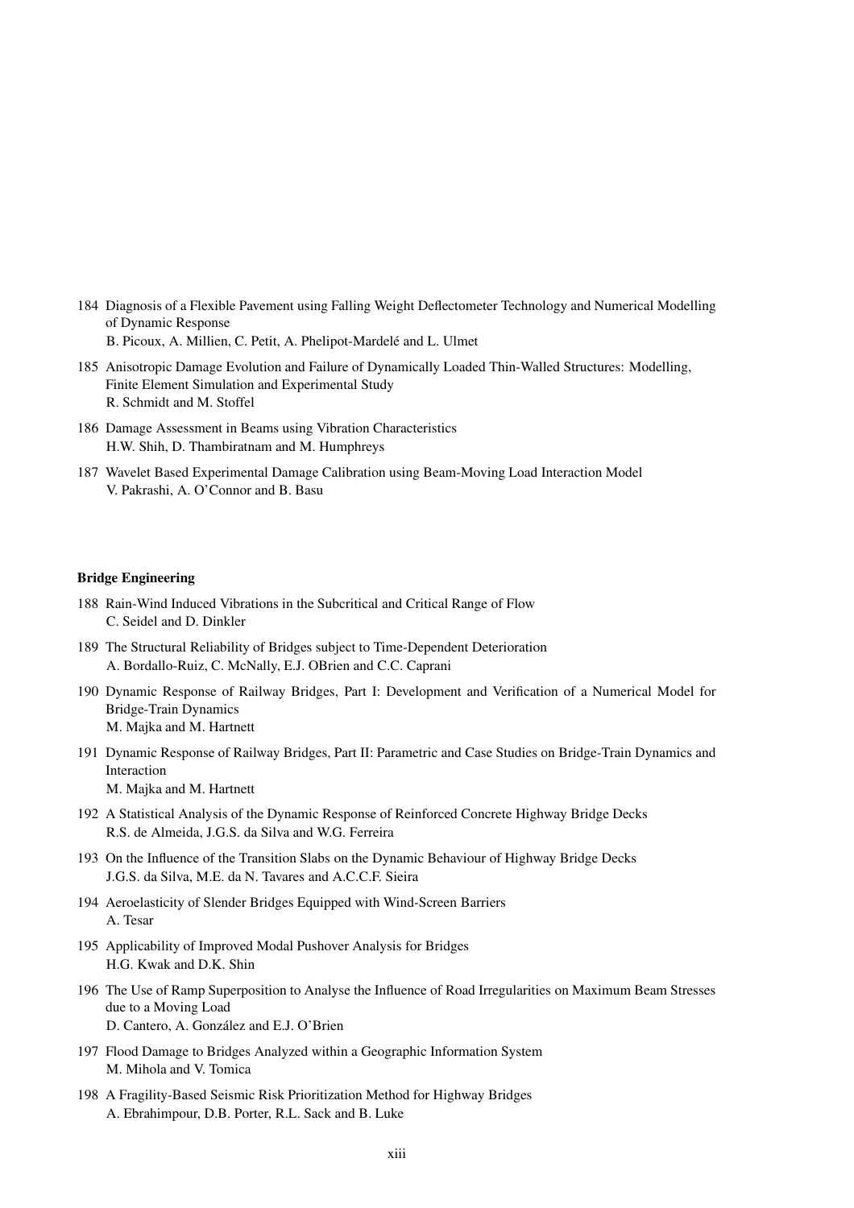184 Diagnosis of a Flexible Pavement using Falling Weight Deflectometer Technology and Numerical Modelling of Dynamic Response
B. Picoux, A. Millien, C. Petit, A. Phelipot-Mardelé and L. Ulmet

185 Anisotropic Damage Evolution and Failure of Dynamically Loaded Thin-Walled Structures: Modelling, Finite Element Simulation and Experimental Study
R. Schmidt and M. Stoffel

186 Damage Assessment in Beams using Vibration Characteristics
H.W. Shih, D. Thambiratnam and M. Humphreys

187 Wavelet Based Experimental Damage Calibration using Beam-Moving Load Interaction Model
V. Pakrashi, A. O'Connor and B. Basu

**Bridge Engineering**

188 Rain-Wind Induced Vibrations in the Subcritical and Critical Range of Flow
C. Seidel and D. Dinkler

189 The Structural Reliability of Bridges subject to Time-Dependent Deterioration
A. Bordallo-Ruiz, C. McNally, E.J. OBrien and C.C. Caprani

190 Dynamic Response of Railway Bridges, Part I: Development and Verification of a Numerical Model for Bridge-Train Dynamics
M. Majka and M. Hartnett

191 Dynamic Response of Railway Bridges, Part II: Parametric and Case Studies on Bridge-Train Dynamics and Interaction
M. Majka and M. Hartnett

192 A Statistical Analysis of the Dynamic Response of Reinforced Concrete Highway Bridge Decks
R.S. de Almeida, J.G.S. da Silva and W.G. Ferreira

193 On the Influence of the Transition Slabs on the Dynamic Behaviour of Highway Bridge Decks
J.G.S. da Silva, M.E. da N. Tavares and A.C.C.F. Sieira

194 Aeroelasticity of Slender Bridges Equipped with Wind-Screen Barriers
A. Tesar

195 Applicability of Improved Modal Pushover Analysis for Bridges
H.G. Kwak and D.K. Shin

196 The Use of Ramp Superposition to Analyse the Influence of Road Irregularities on Maximum Beam Stresses due to a Moving Load
D. Cantero, A. González and E.J. O'Brien

197 Flood Damage to Bridges Analyzed within a Geographic Information System
M. Mihola and V. Tomica

198 A Fragility-Based Seismic Risk Prioritization Method for Highway Bridges
A. Ebrahimpour, D.B. Porter, R.L. Sack and B. Luke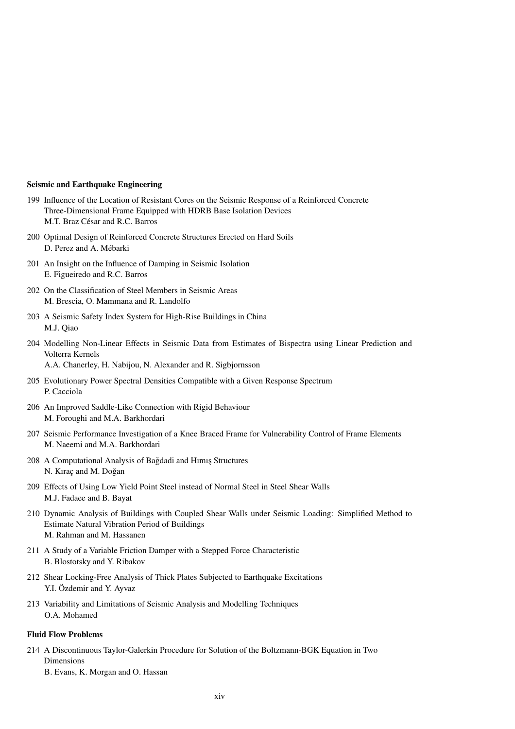**Seismic and Earthquake Engineering**

199 Influence of the Location of Resistant Cores on the Seismic Response of a Reinforced Concrete Three-Dimensional Frame Equipped with HDRB Base Isolation Devices
M.T. Braz César and R.C. Barros

200 Optimal Design of Reinforced Concrete Structures Erected on Hard Soils
D. Perez and A. Mébarki

201 An Insight on the Influence of Damping in Seismic Isolation
E. Figueiredo and R.C. Barros

202 On the Classification of Steel Members in Seismic Areas
M. Brescia, O. Mammana and R. Landolfo

203 A Seismic Safety Index System for High-Rise Buildings in China
M.J. Qiao

204 Modelling Non-Linear Effects in Seismic Data from Estimates of Bispectra using Linear Prediction and Volterra Kernels
A.A. Chanerley, H. Nabijou, N. Alexander and R. Sigbjornsson

205 Evolutionary Power Spectral Densities Compatible with a Given Response Spectrum
P. Cacciola

206 An Improved Saddle-Like Connection with Rigid Behaviour
M. Foroughi and M.A. Barkhordari

207 Seismic Performance Investigation of a Knee Braced Frame for Vulnerability Control of Frame Elements
M. Naeemi and M.A. Barkhordari

208 A Computational Analysis of Bağdadi and Hımış Structures
N. Kıraç and M. Doğan

209 Effects of Using Low Yield Point Steel instead of Normal Steel in Steel Shear Walls
M.J. Fadaee and B. Bayat

210 Dynamic Analysis of Buildings with Coupled Shear Walls under Seismic Loading: Simplified Method to Estimate Natural Vibration Period of Buildings
M. Rahman and M. Hassanen

211 A Study of a Variable Friction Damper with a Stepped Force Characteristic
B. Blostotsky and Y. Ribakov

212 Shear Locking-Free Analysis of Thick Plates Subjected to Earthquake Excitations
Y.I. Özdemir and Y. Ayvaz

213 Variability and Limitations of Seismic Analysis and Modelling Techniques
O.A. Mohamed

**Fluid Flow Problems**

214 A Discontinuous Taylor-Galerkin Procedure for Solution of the Boltzmann-BGK Equation in Two Dimensions
B. Evans, K. Morgan and O. Hassan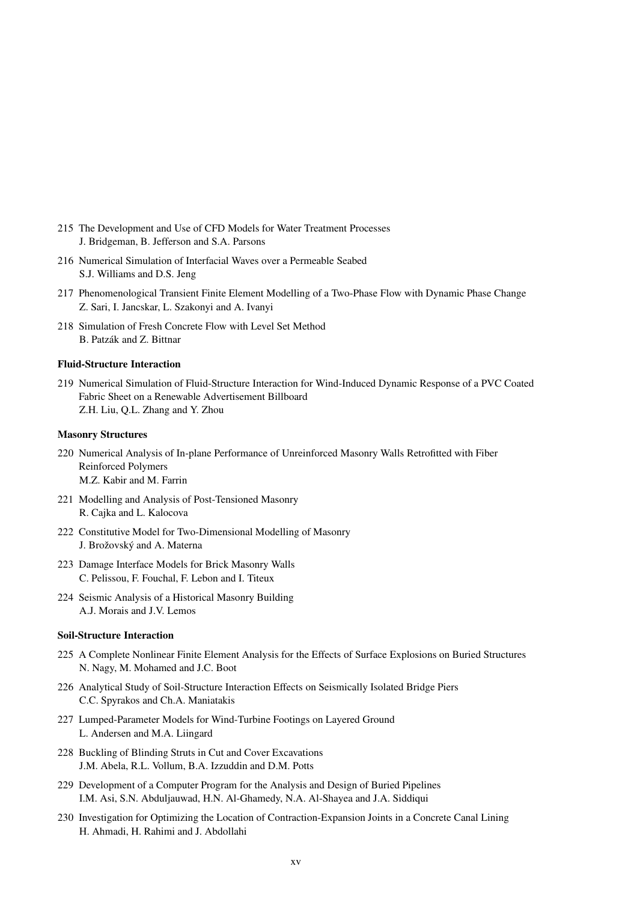215 The Development and Use of CFD Models for Water Treatment Processes
J. Bridgeman, B. Jefferson and S.A. Parsons

216 Numerical Simulation of Interfacial Waves over a Permeable Seabed
S.J. Williams and D.S. Jeng

217 Phenomenological Transient Finite Element Modelling of a Two-Phase Flow with Dynamic Phase Change
Z. Sari, I. Jancskar, L. Szakonyi and A. Ivanyi

218 Simulation of Fresh Concrete Flow with Level Set Method
B. Patzák and Z. Bittnar

**Fluid-Structure Interaction**

219 Numerical Simulation of Fluid-Structure Interaction for Wind-Induced Dynamic Response of a PVC Coated Fabric Sheet on a Renewable Advertisement Billboard
Z.H. Liu, Q.L. Zhang and Y. Zhou

**Masonry Structures**

220 Numerical Analysis of In-plane Performance of Unreinforced Masonry Walls Retrofitted with Fiber Reinforced Polymers
M.Z. Kabir and M. Farrin

221 Modelling and Analysis of Post-Tensioned Masonry
R. Cajka and L. Kalocova

222 Constitutive Model for Two-Dimensional Modelling of Masonry
J. Brožovský and A. Materna

223 Damage Interface Models for Brick Masonry Walls
C. Pelissou, F. Fouchal, F. Lebon and I. Titeux

224 Seismic Analysis of a Historical Masonry Building
A.J. Morais and J.V. Lemos

**Soil-Structure Interaction**

225 A Complete Nonlinear Finite Element Analysis for the Effects of Surface Explosions on Buried Structures
N. Nagy, M. Mohamed and J.C. Boot

226 Analytical Study of Soil-Structure Interaction Effects on Seismically Isolated Bridge Piers
C.C. Spyrakos and Ch.A. Maniatakis

227 Lumped-Parameter Models for Wind-Turbine Footings on Layered Ground
L. Andersen and M.A. Liingard

228 Buckling of Blinding Struts in Cut and Cover Excavations
J.M. Abela, R.L. Vollum, B.A. Izzuddin and D.M. Potts

229 Development of a Computer Program for the Analysis and Design of Buried Pipelines
I.M. Asi, S.N. Abduljauwad, H.N. Al-Ghamedy, N.A. Al-Shayea and J.A. Siddiqui

230 Investigation for Optimizing the Location of Contraction-Expansion Joints in a Concrete Canal Lining
H. Ahmadi, H. Rahimi and J. Abdollahi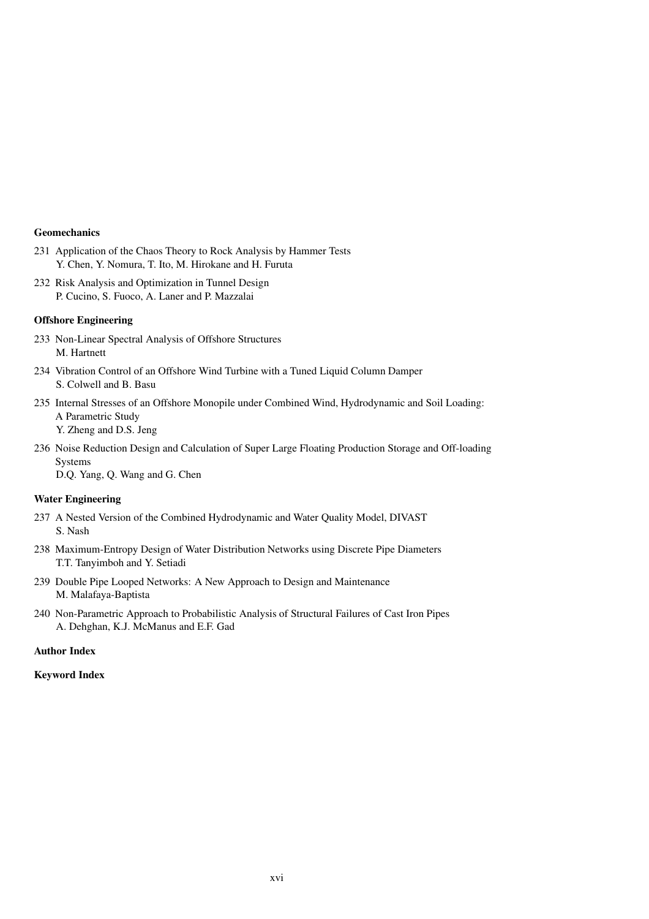**Geomechanics**

231 Application of the Chaos Theory to Rock Analysis by Hammer Tests
Y. Chen, Y. Nomura, T. Ito, M. Hirokane and H. Furuta

232 Risk Analysis and Optimization in Tunnel Design
P. Cucino, S. Fuoco, A. Laner and P. Mazzalai

**Offshore Engineering**

233 Non-Linear Spectral Analysis of Offshore Structures
M. Hartnett

234 Vibration Control of an Offshore Wind Turbine with a Tuned Liquid Column Damper
S. Colwell and B. Basu

235 Internal Stresses of an Offshore Monopile under Combined Wind, Hydrodynamic and Soil Loading: A Parametric Study
Y. Zheng and D.S. Jeng

236 Noise Reduction Design and Calculation of Super Large Floating Production Storage and Off-loading Systems
D.Q. Yang, Q. Wang and G. Chen

**Water Engineering**

237 A Nested Version of the Combined Hydrodynamic and Water Quality Model, DIVAST
S. Nash

238 Maximum-Entropy Design of Water Distribution Networks using Discrete Pipe Diameters
T.T. Tanyimboh and Y. Setiadi

239 Double Pipe Looped Networks: A New Approach to Design and Maintenance
M. Malafaya-Baptista

240 Non-Parametric Approach to Probabilistic Analysis of Structural Failures of Cast Iron Pipes
A. Dehghan, K.J. McManus and E.F. Gad

**Author Index**

**Keyword Index**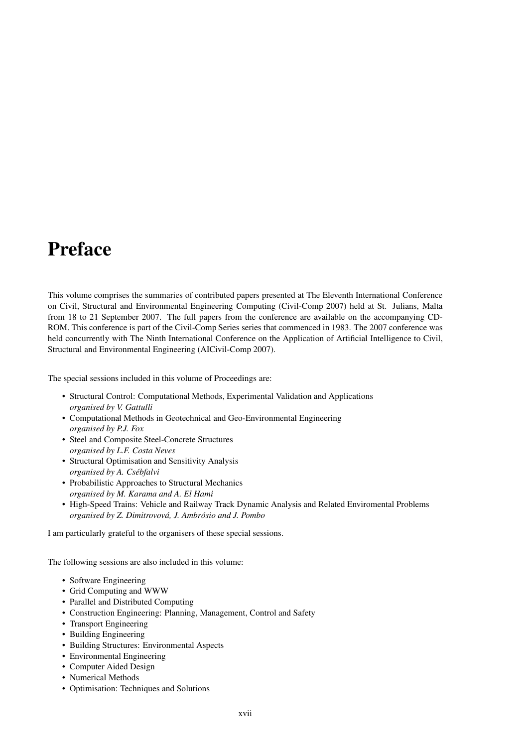# Preface

This volume comprises the summaries of contributed papers presented at The Eleventh International Conference on Civil, Structural and Environmental Engineering Computing (Civil-Comp 2007) held at St. Julians, Malta from 18 to 21 September 2007. The full papers from the conference are available on the accompanying CD-ROM. This conference is part of the Civil-Comp Series series that commenced in 1983. The 2007 conference was held concurrently with The Ninth International Conference on the Application of Artificial Intelligence to Civil, Structural and Environmental Engineering (AICivil-Comp 2007).

The special sessions included in this volume of Proceedings are:

- Structural Control: Computational Methods, Experimental Validation and Applications
  *organised by V. Gattulli*
- Computational Methods in Geotechnical and Geo-Environmental Engineering
  *organised by P.J. Fox*
- Steel and Composite Steel-Concrete Structures
  *organised by L.F. Costa Neves*
- Structural Optimisation and Sensitivity Analysis
  *organised by A. Csébfalvi*
- Probabilistic Approaches to Structural Mechanics
  *organised by M. Karama and A. El Hami*
- High-Speed Trains: Vehicle and Railway Track Dynamic Analysis and Related Enviromental Problems
  *organised by Z. Dimitrovová, J. Ambrósio and J. Pombo*

I am particularly grateful to the organisers of these special sessions.

The following sessions are also included in this volume:

- Software Engineering
- Grid Computing and WWW
- Parallel and Distributed Computing
- Construction Engineering: Planning, Management, Control and Safety
- Transport Engineering
- Building Engineering
- Building Structures: Environmental Aspects
- Environmental Engineering
- Computer Aided Design
- Numerical Methods
- Optimisation: Techniques and Solutions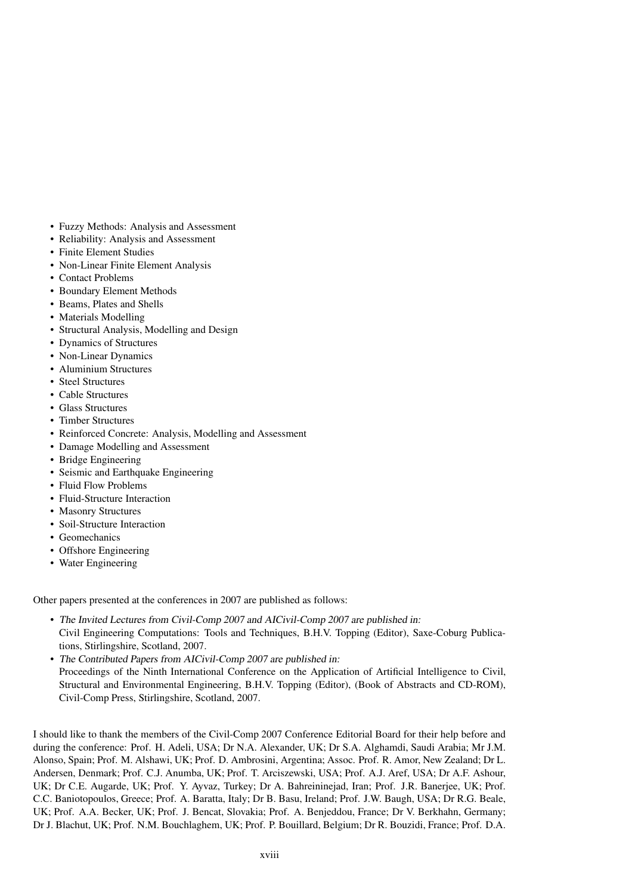- Fuzzy Methods: Analysis and Assessment
- Reliability: Analysis and Assessment
- Finite Element Studies
- Non-Linear Finite Element Analysis
- Contact Problems
- Boundary Element Methods
- Beams, Plates and Shells
- Materials Modelling
- Structural Analysis, Modelling and Design
- Dynamics of Structures
- Non-Linear Dynamics
- Aluminium Structures
- Steel Structures
- Cable Structures
- Glass Structures
- Timber Structures
- Reinforced Concrete: Analysis, Modelling and Assessment
- Damage Modelling and Assessment
- Bridge Engineering
- Seismic and Earthquake Engineering
- Fluid Flow Problems
- Fluid-Structure Interaction
- Masonry Structures
- Soil-Structure Interaction
- Geomechanics
- Offshore Engineering
- Water Engineering

Other papers presented at the conferences in 2007 are published as follows:

- *The Invited Lectures from Civil-Comp 2007 and AICivil-Comp 2007 are published in:*
  Civil Engineering Computations: Tools and Techniques, B.H.V. Topping (Editor), Saxe-Coburg Publications, Stirlingshire, Scotland, 2007.
- *The Contributed Papers from AICivil-Comp 2007 are published in:*
  Proceedings of the Ninth International Conference on the Application of Artificial Intelligence to Civil, Structural and Environmental Engineering, B.H.V. Topping (Editor), (Book of Abstracts and CD-ROM), Civil-Comp Press, Stirlingshire, Scotland, 2007.

I should like to thank the members of the Civil-Comp 2007 Conference Editorial Board for their help before and during the conference: Prof. H. Adeli, USA; Dr N.A. Alexander, UK; Dr S.A. Alghamdi, Saudi Arabia; Mr J.M. Alonso, Spain; Prof. M. Alshawi, UK; Prof. D. Ambrosini, Argentina; Assoc. Prof. R. Amor, New Zealand; Dr L. Andersen, Denmark; Prof. C.J. Anumba, UK; Prof. T. Arciszewski, USA; Prof. A.J. Aref, USA; Dr A.F. Ashour, UK; Dr C.E. Augarde, UK; Prof. Y. Ayvaz, Turkey; Dr A. Bahreininejad, Iran; Prof. J.R. Banerjee, UK; Prof. C.C. Baniotopoulos, Greece; Prof. A. Baratta, Italy; Dr B. Basu, Ireland; Prof. J.W. Baugh, USA; Dr R.G. Beale, UK; Prof. A.A. Becker, UK; Prof. J. Bencat, Slovakia; Prof. A. Benjeddou, France; Dr V. Berkhahn, Germany; Dr J. Blachut, UK; Prof. N.M. Bouchlaghem, UK; Prof. P. Bouillard, Belgium; Dr R. Bouzidi, France; Prof. D.A.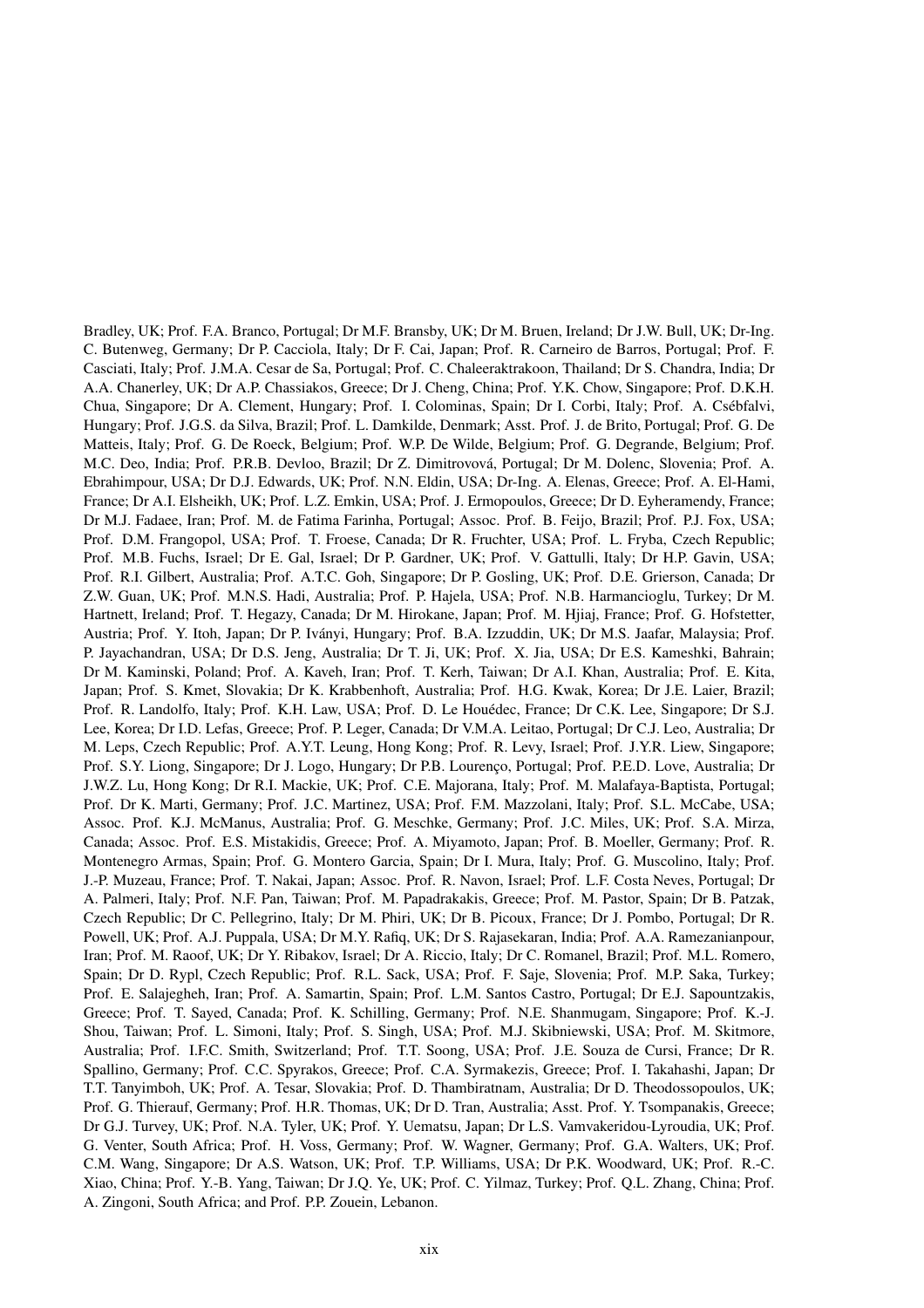Bradley, UK; Prof. F.A. Branco, Portugal; Dr M.F. Bransby, UK; Dr M. Bruen, Ireland; Dr J.W. Bull, UK; Dr-Ing. C. Butenweg, Germany; Dr P. Cacciola, Italy; Dr F. Cai, Japan; Prof. R. Carneiro de Barros, Portugal; Prof. F. Casciati, Italy; Prof. J.M.A. Cesar de Sa, Portugal; Prof. C. Chaleeraktrakoon, Thailand; Dr S. Chandra, India; Dr A.A. Chanerley, UK; Dr A.P. Chassiakos, Greece; Dr J. Cheng, China; Prof. Y.K. Chow, Singapore; Prof. D.K.H. Chua, Singapore; Dr A. Clement, Hungary; Prof. I. Colominas, Spain; Dr I. Corbi, Italy; Prof. A. Csébfalvi, Hungary; Prof. J.G.S. da Silva, Brazil; Prof. L. Damkilde, Denmark; Asst. Prof. J. de Brito, Portugal; Prof. G. De Matteis, Italy; Prof. G. De Roeck, Belgium; Prof. W.P. De Wilde, Belgium; Prof. G. Degrande, Belgium; Prof. M.C. Deo, India; Prof. P.R.B. Devloo, Brazil; Dr Z. Dimitrovová, Portugal; Dr M. Dolenc, Slovenia; Prof. A. Ebrahimpour, USA; Dr D.J. Edwards, UK; Prof. N.N. Eldin, USA; Dr-Ing. A. Elenas, Greece; Prof. A. El-Hami, France; Dr A.I. Elsheikh, UK; Prof. L.Z. Emkin, USA; Prof. J. Ermopoulos, Greece; Dr D. Eyheramendy, France; Dr M.J. Fadaee, Iran; Prof. M. de Fatima Farinha, Portugal; Assoc. Prof. B. Feijo, Brazil; Prof. P.J. Fox, USA; Prof. D.M. Frangopol, USA; Prof. T. Froese, Canada; Dr R. Fruchter, USA; Prof. L. Fryba, Czech Republic; Prof. M.B. Fuchs, Israel; Dr E. Gal, Israel; Dr P. Gardner, UK; Prof. V. Gattulli, Italy; Dr H.P. Gavin, USA; Prof. R.I. Gilbert, Australia; Prof. A.T.C. Goh, Singapore; Dr P. Gosling, UK; Prof. D.E. Grierson, Canada; Dr Z.W. Guan, UK; Prof. M.N.S. Hadi, Australia; Prof. P. Hajela, USA; Prof. N.B. Harmancioglu, Turkey; Dr M. Hartnett, Ireland; Prof. T. Hegazy, Canada; Dr M. Hirokane, Japan; Prof. M. Hjiaj, France; Prof. G. Hofstetter, Austria; Prof. Y. Itoh, Japan; Dr P. Iványi, Hungary; Prof. B.A. Izzuddin, UK; Dr M.S. Jaafar, Malaysia; Prof. P. Jayachandran, USA; Dr D.S. Jeng, Australia; Dr T. Ji, UK; Prof. X. Jia, USA; Dr E.S. Kameshki, Bahrain; Dr M. Kaminski, Poland; Prof. A. Kaveh, Iran; Prof. T. Kerh, Taiwan; Dr A.I. Khan, Australia; Prof. E. Kita, Japan; Prof. S. Kmet, Slovakia; Dr K. Krabbenhoft, Australia; Prof. H.G. Kwak, Korea; Dr J.E. Laier, Brazil; Prof. R. Landolfo, Italy; Prof. K.H. Law, USA; Prof. D. Le Houédec, France; Dr C.K. Lee, Singapore; Dr S.J. Lee, Korea; Dr I.D. Lefas, Greece; Prof. P. Leger, Canada; Dr V.M.A. Leitao, Portugal; Dr C.J. Leo, Australia; Dr M. Leps, Czech Republic; Prof. A.Y.T. Leung, Hong Kong; Prof. R. Levy, Israel; Prof. J.Y.R. Liew, Singapore; Prof. S.Y. Liong, Singapore; Dr J. Logo, Hungary; Dr P.B. Lourenço, Portugal; Prof. P.E.D. Love, Australia; Dr J.W.Z. Lu, Hong Kong; Dr R.I. Mackie, UK; Prof. C.E. Majorana, Italy; Prof. M. Malafaya-Baptista, Portugal; Prof. Dr K. Marti, Germany; Prof. J.C. Martinez, USA; Prof. F.M. Mazzolani, Italy; Prof. S.L. McCabe, USA; Assoc. Prof. K.J. McManus, Australia; Prof. G. Meschke, Germany; Prof. J.C. Miles, UK; Prof. S.A. Mirza, Canada; Assoc. Prof. E.S. Mistakidis, Greece; Prof. A. Miyamoto, Japan; Prof. B. Moeller, Germany; Prof. R. Montenegro Armas, Spain; Prof. G. Montero Garcia, Spain; Dr I. Mura, Italy; Prof. G. Muscolino, Italy; Prof. J.-P. Muzeau, France; Prof. T. Nakai, Japan; Assoc. Prof. R. Navon, Israel; Prof. L.F. Costa Neves, Portugal; Dr A. Palmeri, Italy; Prof. N.F. Pan, Taiwan; Prof. M. Papadrakakis, Greece; Prof. M. Pastor, Spain; Dr B. Patzak, Czech Republic; Dr C. Pellegrino, Italy; Dr M. Phiri, UK; Dr B. Picoux, France; Dr J. Pombo, Portugal; Dr R. Powell, UK; Prof. A.J. Puppala, USA; Dr M.Y. Rafiq, UK; Dr S. Rajasekaran, India; Prof. A.A. Ramezanianpour, Iran; Prof. M. Raoof, UK; Dr Y. Ribakov, Israel; Dr A. Riccio, Italy; Dr C. Romanel, Brazil; Prof. M.L. Romero, Spain; Dr D. Rypl, Czech Republic; Prof. R.L. Sack, USA; Prof. F. Saje, Slovenia; Prof. M.P. Saka, Turkey; Prof. E. Salajegheh, Iran; Prof. A. Samartin, Spain; Prof. L.M. Santos Castro, Portugal; Dr E.J. Sapountzakis, Greece; Prof. T. Sayed, Canada; Prof. K. Schilling, Germany; Prof. N.E. Shanmugam, Singapore; Prof. K.-J. Shou, Taiwan; Prof. L. Simoni, Italy; Prof. S. Singh, USA; Prof. M.J. Skibniewski, USA; Prof. M. Skitmore, Australia; Prof. I.F.C. Smith, Switzerland; Prof. T.T. Soong, USA; Prof. J.E. Souza de Cursi, France; Dr R. Spallino, Germany; Prof. C.C. Spyrakos, Greece; Prof. C.A. Syrmakezis, Greece; Prof. I. Takahashi, Japan; Dr T.T. Tanyimboh, UK; Prof. A. Tesar, Slovakia; Prof. D. Thambiratnam, Australia; Dr D. Theodossopoulos, UK; Prof. G. Thierauf, Germany; Prof. H.R. Thomas, UK; Dr D. Tran, Australia; Asst. Prof. Y. Tsompanakis, Greece; Dr G.J. Turvey, UK; Prof. N.A. Tyler, UK; Prof. Y. Uematsu, Japan; Dr L.S. Vamvakeridou-Lyroudia, UK; Prof. G. Venter, South Africa; Prof. H. Voss, Germany; Prof. W. Wagner, Germany; Prof. G.A. Walters, UK; Prof. C.M. Wang, Singapore; Dr A.S. Watson, UK; Prof. T.P. Williams, USA; Dr P.K. Woodward, UK; Prof. R.-C. Xiao, China; Prof. Y.-B. Yang, Taiwan; Dr J.Q. Ye, UK; Prof. C. Yilmaz, Turkey; Prof. Q.L. Zhang, China; Prof. A. Zingoni, South Africa; and Prof. P.P. Zouein, Lebanon.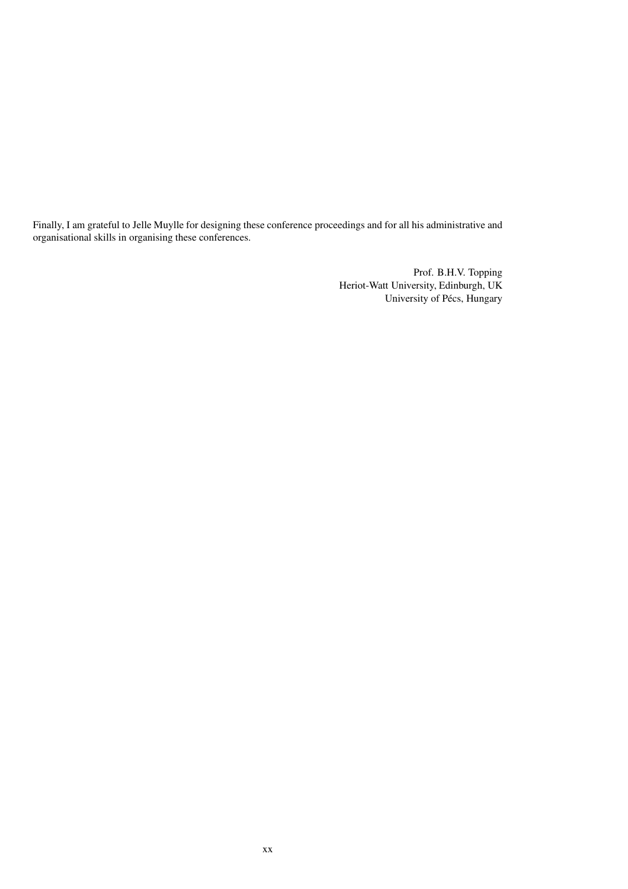Finally, I am grateful to Jelle Muylle for designing these conference proceedings and for all his administrative and organisational skills in organising these conferences.

Prof. B.H.V. Topping  
Heriot-Watt University, Edinburgh, UK  
University of Pécs, Hungary